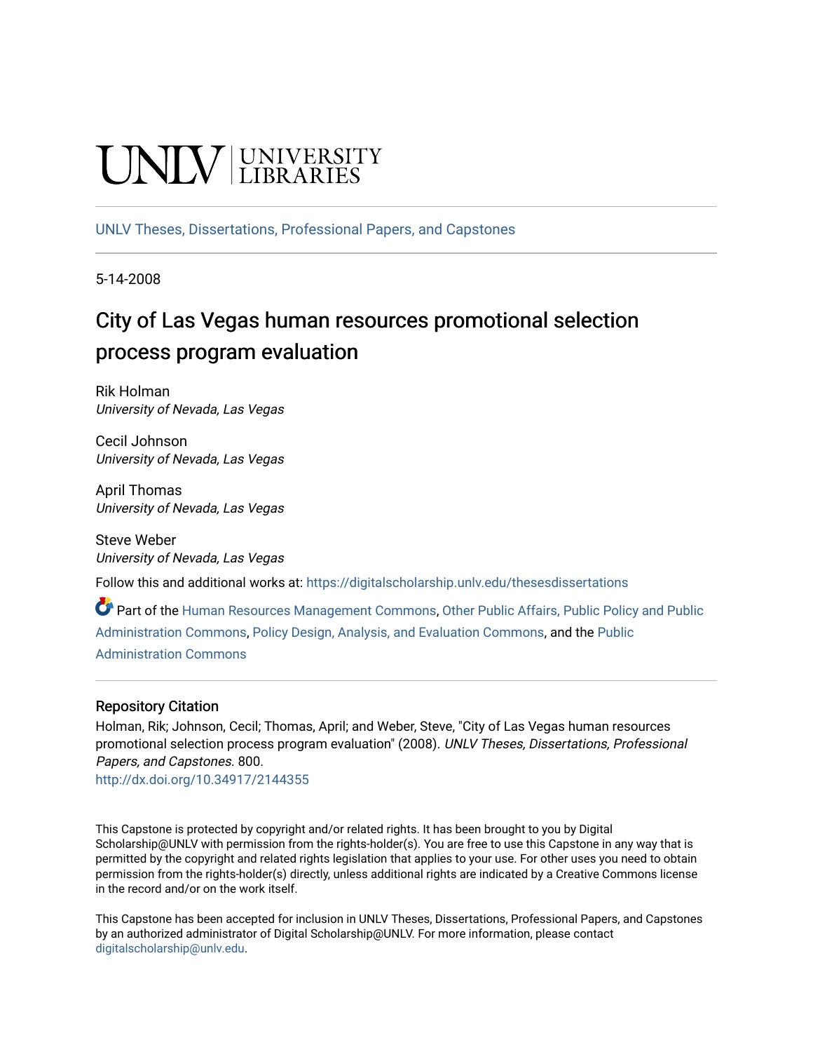UNLV | UNIVERSITY LIBRARIES

UNLV Theses, Dissertations, Professional Papers, and Capstones

5-14-2008

# City of Las Vegas human resources promotional selection process program evaluation

Rik Holman
*University of Nevada, Las Vegas*

Cecil Johnson
*University of Nevada, Las Vegas*

April Thomas
*University of Nevada, Las Vegas*

Steve Weber
*University of Nevada, Las Vegas*

Follow this and additional works at: https://digitalscholarship.unlv.edu/thesesdissertations

Part of the Human Resources Management Commons, Other Public Affairs, Public Policy and Public Administration Commons, Policy Design, Analysis, and Evaluation Commons, and the Public Administration Commons

## Repository Citation

Holman, Rik; Johnson, Cecil; Thomas, April; and Weber, Steve, "City of Las Vegas human resources promotional selection process program evaluation" (2008). *UNLV Theses, Dissertations, Professional Papers, and Capstones*. 800.
http://dx.doi.org/10.34917/2144355

This Capstone is protected by copyright and/or related rights. It has been brought to you by Digital Scholarship@UNLV with permission from the rights-holder(s). You are free to use this Capstone in any way that is permitted by the copyright and related rights legislation that applies to your use. For other uses you need to obtain permission from the rights-holder(s) directly, unless additional rights are indicated by a Creative Commons license in the record and/or on the work itself.

This Capstone has been accepted for inclusion in UNLV Theses, Dissertations, Professional Papers, and Capstones by an authorized administrator of Digital Scholarship@UNLV. For more information, please contact digitalscholarship@unlv.edu.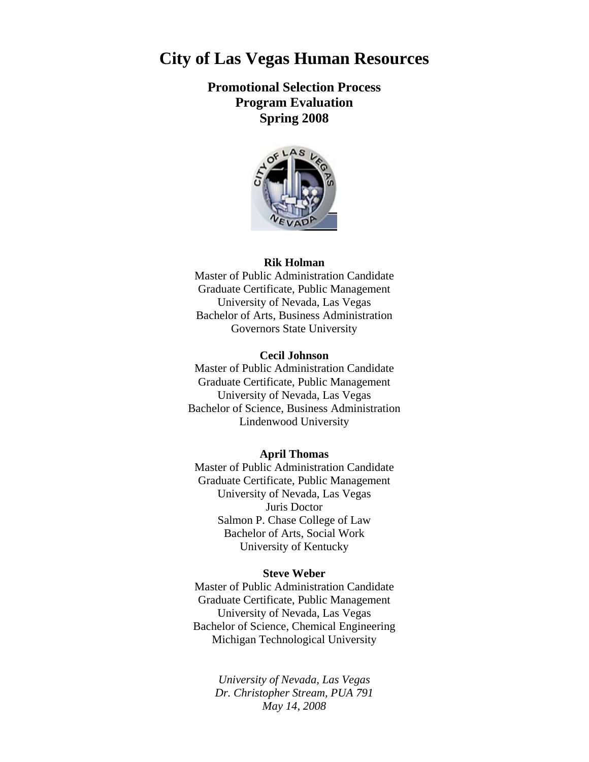# City of Las Vegas Human Resources

**Promotional Selection Process**
**Program Evaluation**
**Spring 2008**

**Rik Holman**
Master of Public Administration Candidate
Graduate Certificate, Public Management
University of Nevada, Las Vegas
Bachelor of Arts, Business Administration
Governors State University

**Cecil Johnson**
Master of Public Administration Candidate
Graduate Certificate, Public Management
University of Nevada, Las Vegas
Bachelor of Science, Business Administration
Lindenwood University

**April Thomas**
Master of Public Administration Candidate
Graduate Certificate, Public Management
University of Nevada, Las Vegas
Juris Doctor
Salmon P. Chase College of Law
Bachelor of Arts, Social Work
University of Kentucky

**Steve Weber**
Master of Public Administration Candidate
Graduate Certificate, Public Management
University of Nevada, Las Vegas
Bachelor of Science, Chemical Engineering
Michigan Technological University

*University of Nevada, Las Vegas*
*Dr. Christopher Stream, PUA 791*
*May 14, 2008*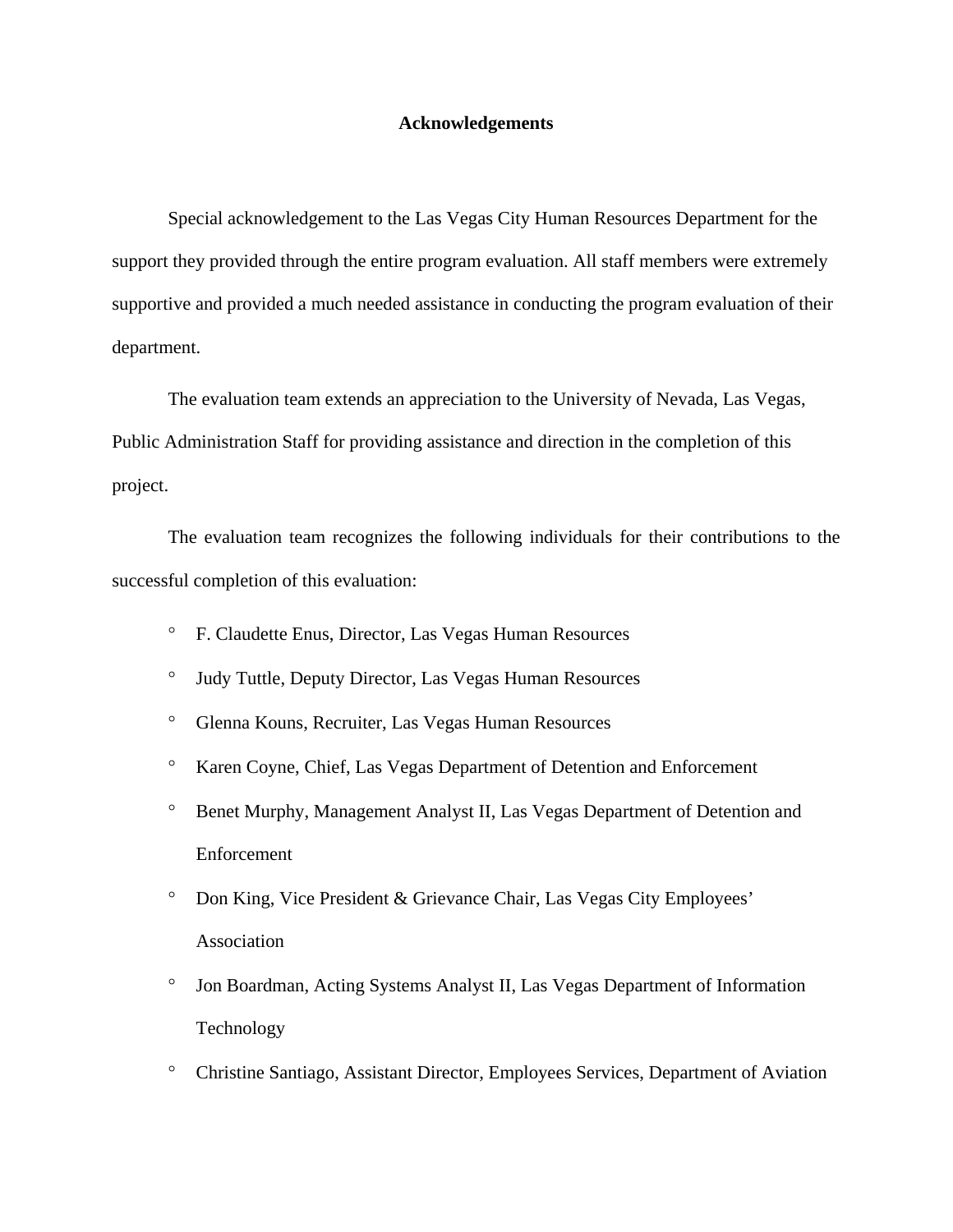# Acknowledgements

Special acknowledgement to the Las Vegas City Human Resources Department for the support they provided through the entire program evaluation. All staff members were extremely supportive and provided a much needed assistance in conducting the program evaluation of their department.

The evaluation team extends an appreciation to the University of Nevada, Las Vegas, Public Administration Staff for providing assistance and direction in the completion of this project.

The evaluation team recognizes the following individuals for their contributions to the successful completion of this evaluation:

- F. Claudette Enus, Director, Las Vegas Human Resources
- Judy Tuttle, Deputy Director, Las Vegas Human Resources
- Glenna Kouns, Recruiter, Las Vegas Human Resources
- Karen Coyne, Chief, Las Vegas Department of Detention and Enforcement
- Benet Murphy, Management Analyst II, Las Vegas Department of Detention and Enforcement
- Don King, Vice President & Grievance Chair, Las Vegas City Employees' Association
- Jon Boardman, Acting Systems Analyst II, Las Vegas Department of Information Technology
- Christine Santiago, Assistant Director, Employees Services, Department of Aviation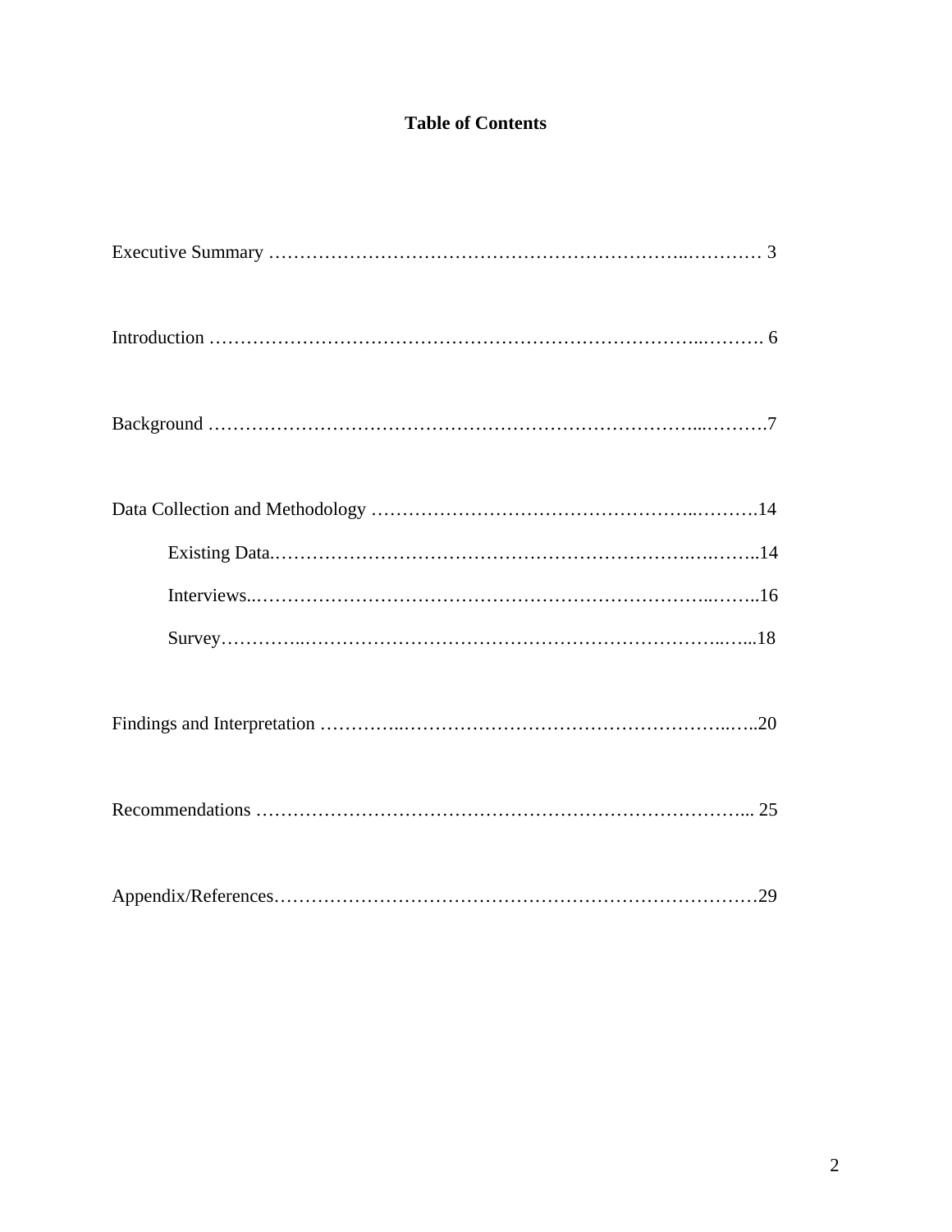# Table of Contents

Executive Summary ………………………………………………………..………… 3

Introduction ……………………………………………………………………..………. 6

Background ……………………………………………………………………...……….7

Data Collection and Methodology …………………………………………..……….14

- Existing Data.…………………………………………………………….….……..14
- Interviews..……………………………………………………………...……..16
- Survey…………..…………………………………………………………..…...18

Findings and Interpretation …………..……………………………………………..…..20

Recommendations ………………………………………………………………….... 25

Appendix/References……………………………………………………………………29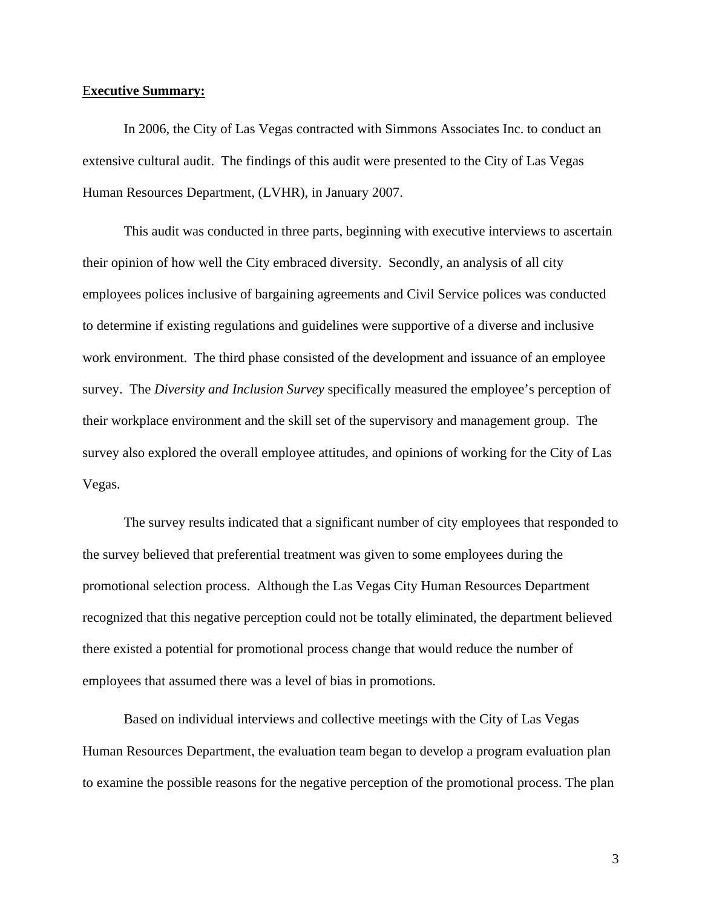## **Executive Summary:**

In 2006, the City of Las Vegas contracted with Simmons Associates Inc. to conduct an extensive cultural audit. The findings of this audit were presented to the City of Las Vegas Human Resources Department, (LVHR), in January 2007.

This audit was conducted in three parts, beginning with executive interviews to ascertain their opinion of how well the City embraced diversity. Secondly, an analysis of all city employees polices inclusive of bargaining agreements and Civil Service polices was conducted to determine if existing regulations and guidelines were supportive of a diverse and inclusive work environment. The third phase consisted of the development and issuance of an employee survey. The *Diversity and Inclusion Survey* specifically measured the employee's perception of their workplace environment and the skill set of the supervisory and management group. The survey also explored the overall employee attitudes, and opinions of working for the City of Las Vegas.

The survey results indicated that a significant number of city employees that responded to the survey believed that preferential treatment was given to some employees during the promotional selection process. Although the Las Vegas City Human Resources Department recognized that this negative perception could not be totally eliminated, the department believed there existed a potential for promotional process change that would reduce the number of employees that assumed there was a level of bias in promotions.

Based on individual interviews and collective meetings with the City of Las Vegas Human Resources Department, the evaluation team began to develop a program evaluation plan to examine the possible reasons for the negative perception of the promotional process. The plan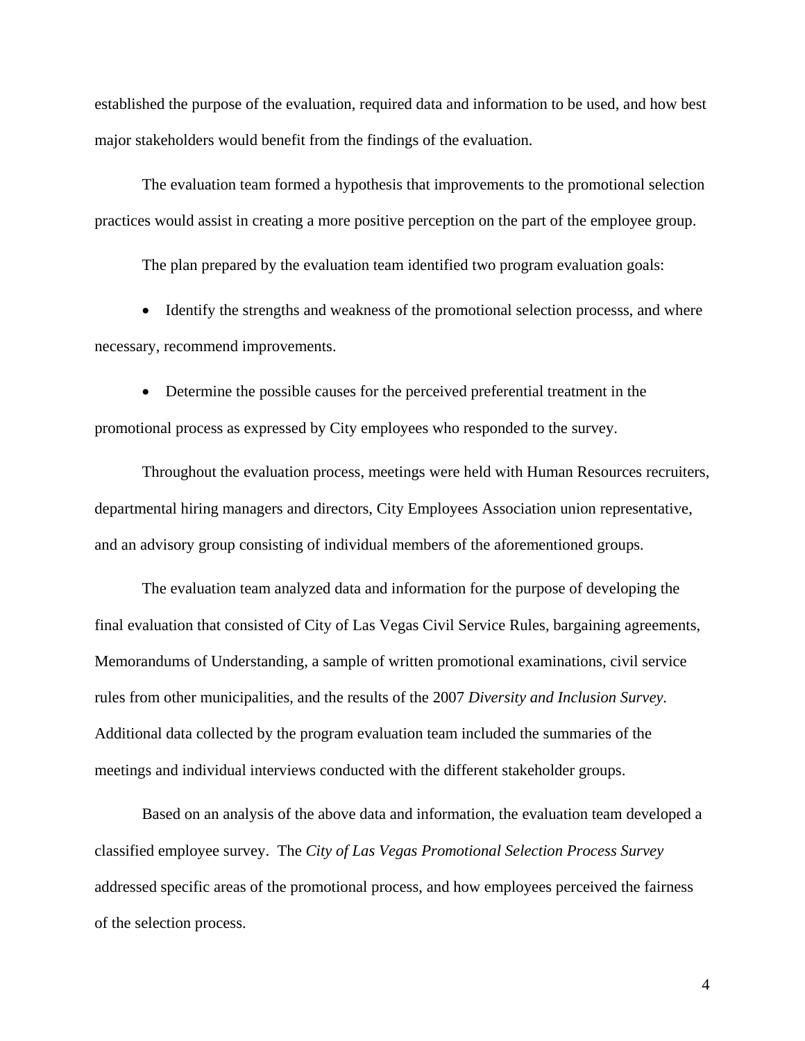established the purpose of the evaluation, required data and information to be used, and how best major stakeholders would benefit from the findings of the evaluation.

The evaluation team formed a hypothesis that improvements to the promotional selection practices would assist in creating a more positive perception on the part of the employee group.

The plan prepared by the evaluation team identified two program evaluation goals:

- Identify the strengths and weakness of the promotional selection processs, and where necessary, recommend improvements.
- Determine the possible causes for the perceived preferential treatment in the promotional process as expressed by City employees who responded to the survey.

Throughout the evaluation process, meetings were held with Human Resources recruiters, departmental hiring managers and directors, City Employees Association union representative, and an advisory group consisting of individual members of the aforementioned groups.

The evaluation team analyzed data and information for the purpose of developing the final evaluation that consisted of City of Las Vegas Civil Service Rules, bargaining agreements, Memorandums of Understanding, a sample of written promotional examinations, civil service rules from other municipalities, and the results of the 2007 *Diversity and Inclusion Survey.* Additional data collected by the program evaluation team included the summaries of the meetings and individual interviews conducted with the different stakeholder groups.

Based on an analysis of the above data and information, the evaluation team developed a classified employee survey. The *City of Las Vegas Promotional Selection Process Survey* addressed specific areas of the promotional process, and how employees perceived the fairness of the selection process.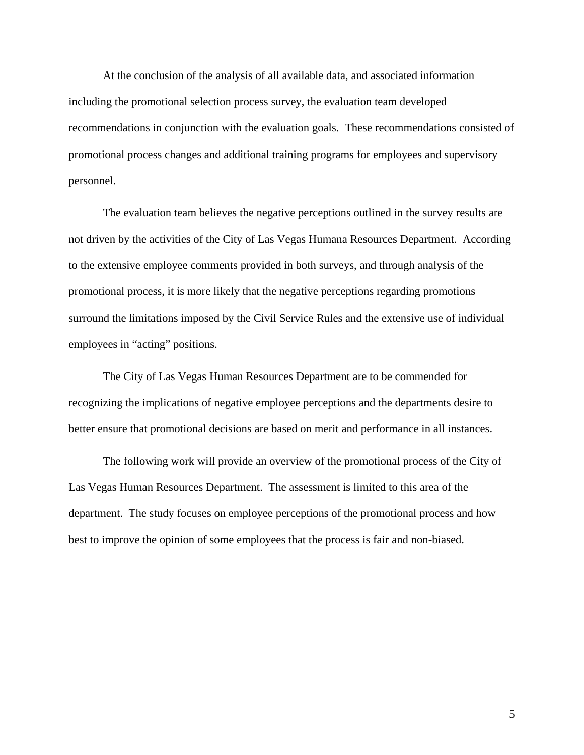At the conclusion of the analysis of all available data, and associated information including the promotional selection process survey, the evaluation team developed recommendations in conjunction with the evaluation goals. These recommendations consisted of promotional process changes and additional training programs for employees and supervisory personnel.

The evaluation team believes the negative perceptions outlined in the survey results are not driven by the activities of the City of Las Vegas Humana Resources Department. According to the extensive employee comments provided in both surveys, and through analysis of the promotional process, it is more likely that the negative perceptions regarding promotions surround the limitations imposed by the Civil Service Rules and the extensive use of individual employees in "acting" positions.

The City of Las Vegas Human Resources Department are to be commended for recognizing the implications of negative employee perceptions and the departments desire to better ensure that promotional decisions are based on merit and performance in all instances.

The following work will provide an overview of the promotional process of the City of Las Vegas Human Resources Department. The assessment is limited to this area of the department. The study focuses on employee perceptions of the promotional process and how best to improve the opinion of some employees that the process is fair and non-biased.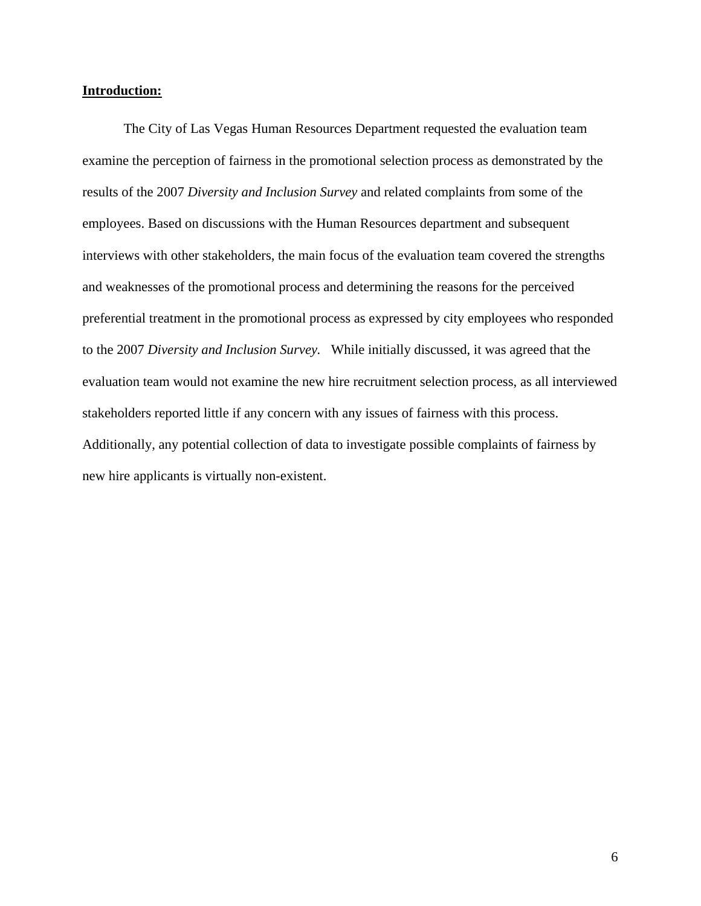**Introduction:**

The City of Las Vegas Human Resources Department requested the evaluation team examine the perception of fairness in the promotional selection process as demonstrated by the results of the 2007 *Diversity and Inclusion Survey* and related complaints from some of the employees. Based on discussions with the Human Resources department and subsequent interviews with other stakeholders, the main focus of the evaluation team covered the strengths and weaknesses of the promotional process and determining the reasons for the perceived preferential treatment in the promotional process as expressed by city employees who responded to the 2007 *Diversity and Inclusion Survey.* While initially discussed, it was agreed that the evaluation team would not examine the new hire recruitment selection process, as all interviewed stakeholders reported little if any concern with any issues of fairness with this process. Additionally, any potential collection of data to investigate possible complaints of fairness by new hire applicants is virtually non-existent.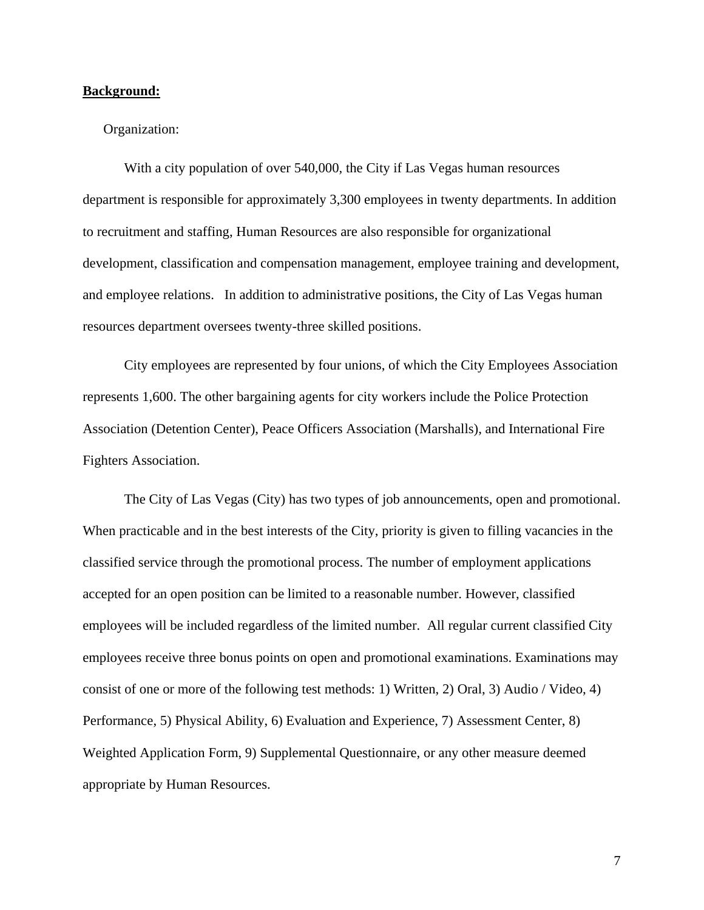**Background:**

Organization:

With a city population of over 540,000, the City if Las Vegas human resources department is responsible for approximately 3,300 employees in twenty departments. In addition to recruitment and staffing, Human Resources are also responsible for organizational development, classification and compensation management, employee training and development, and employee relations. In addition to administrative positions, the City of Las Vegas human resources department oversees twenty-three skilled positions.

City employees are represented by four unions, of which the City Employees Association represents 1,600. The other bargaining agents for city workers include the Police Protection Association (Detention Center), Peace Officers Association (Marshalls), and International Fire Fighters Association.

The City of Las Vegas (City) has two types of job announcements, open and promotional. When practicable and in the best interests of the City, priority is given to filling vacancies in the classified service through the promotional process. The number of employment applications accepted for an open position can be limited to a reasonable number. However, classified employees will be included regardless of the limited number. All regular current classified City employees receive three bonus points on open and promotional examinations. Examinations may consist of one or more of the following test methods: 1) Written, 2) Oral, 3) Audio / Video, 4) Performance, 5) Physical Ability, 6) Evaluation and Experience, 7) Assessment Center, 8) Weighted Application Form, 9) Supplemental Questionnaire, or any other measure deemed appropriate by Human Resources.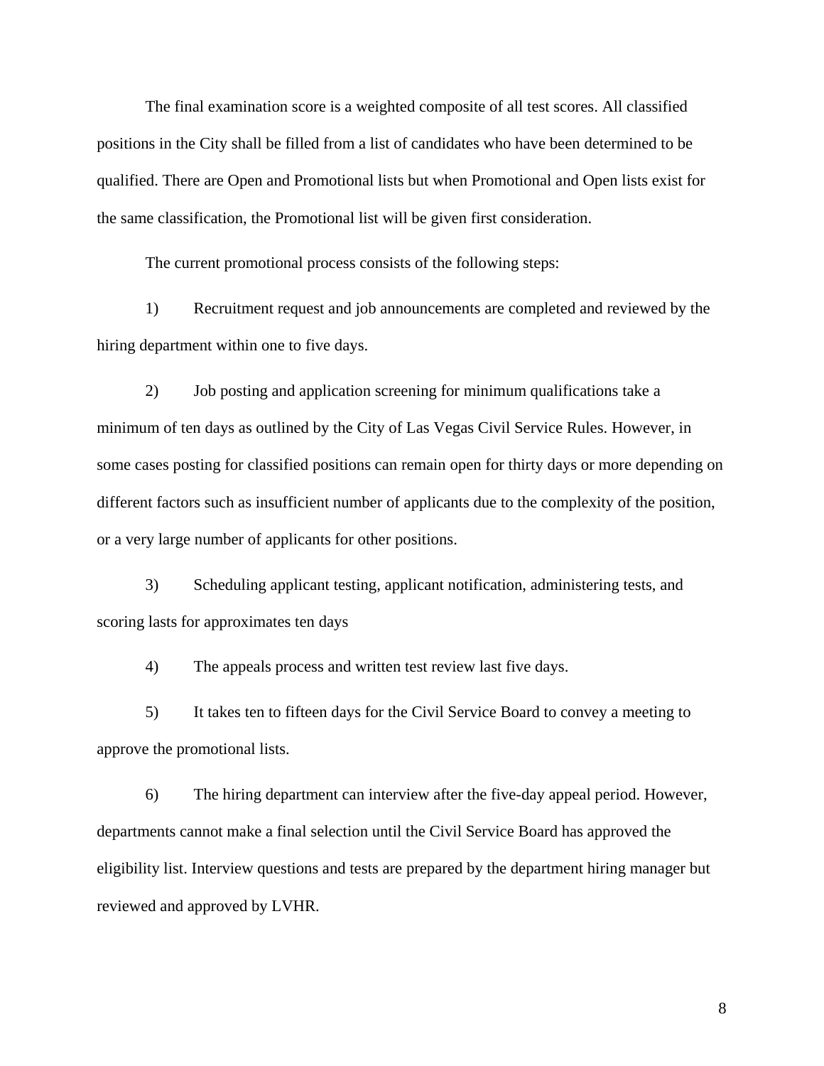The final examination score is a weighted composite of all test scores. All classified positions in the City shall be filled from a list of candidates who have been determined to be qualified. There are Open and Promotional lists but when Promotional and Open lists exist for the same classification, the Promotional list will be given first consideration.

The current promotional process consists of the following steps:

1) Recruitment request and job announcements are completed and reviewed by the hiring department within one to five days.

2) Job posting and application screening for minimum qualifications take a minimum of ten days as outlined by the City of Las Vegas Civil Service Rules. However, in some cases posting for classified positions can remain open for thirty days or more depending on different factors such as insufficient number of applicants due to the complexity of the position, or a very large number of applicants for other positions.

3) Scheduling applicant testing, applicant notification, administering tests, and scoring lasts for approximates ten days

4) The appeals process and written test review last five days.

5) It takes ten to fifteen days for the Civil Service Board to convey a meeting to approve the promotional lists.

6) The hiring department can interview after the five-day appeal period. However, departments cannot make a final selection until the Civil Service Board has approved the eligibility list. Interview questions and tests are prepared by the department hiring manager but reviewed and approved by LVHR.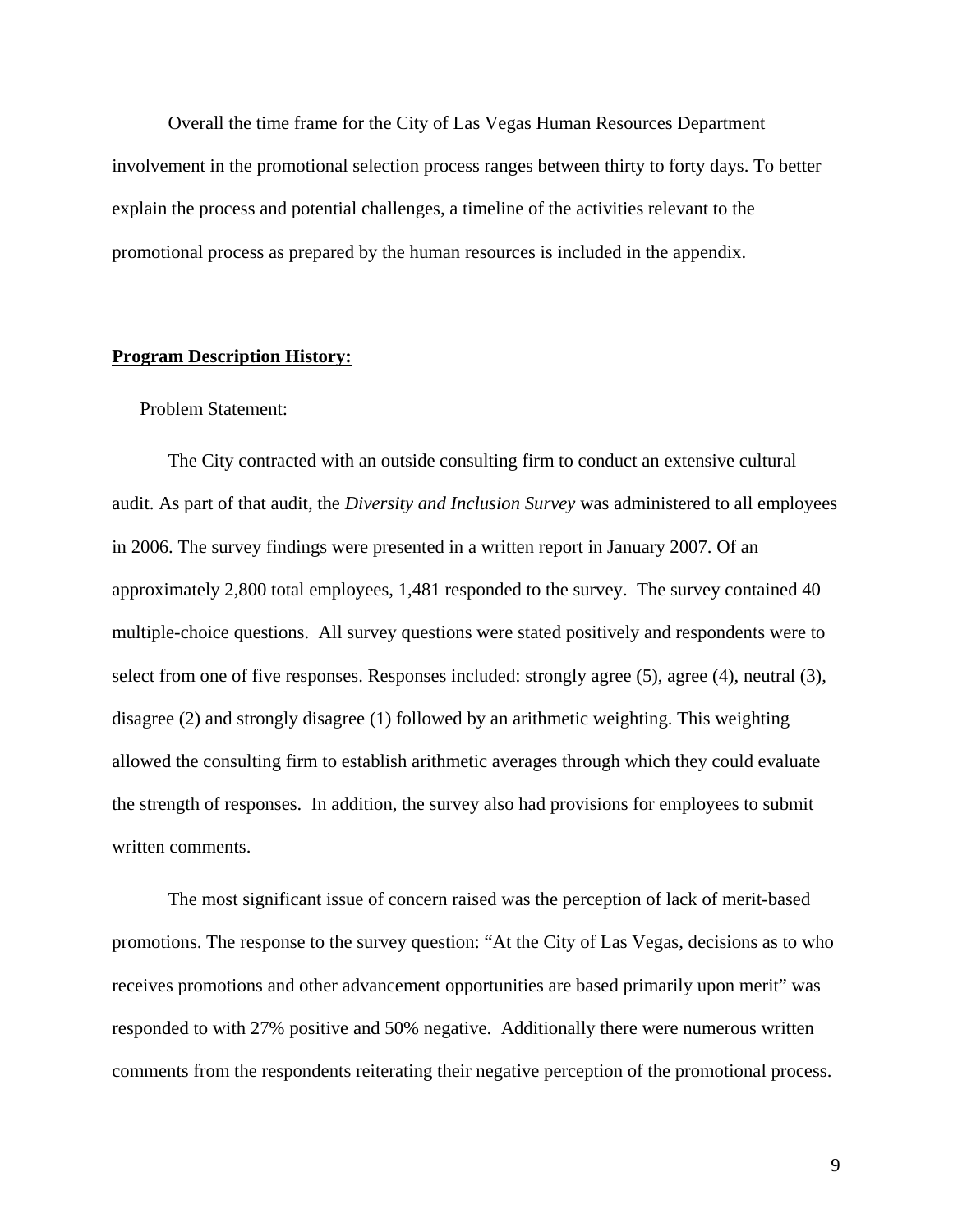Overall the time frame for the City of Las Vegas Human Resources Department involvement in the promotional selection process ranges between thirty to forty days. To better explain the process and potential challenges, a timeline of the activities relevant to the promotional process as prepared by the human resources is included in the appendix.

## **Program Description History:**

Problem Statement:

The City contracted with an outside consulting firm to conduct an extensive cultural audit. As part of that audit, the *Diversity and Inclusion Survey* was administered to all employees in 2006. The survey findings were presented in a written report in January 2007. Of an approximately 2,800 total employees, 1,481 responded to the survey. The survey contained 40 multiple-choice questions. All survey questions were stated positively and respondents were to select from one of five responses. Responses included: strongly agree (5), agree (4), neutral (3), disagree (2) and strongly disagree (1) followed by an arithmetic weighting. This weighting allowed the consulting firm to establish arithmetic averages through which they could evaluate the strength of responses. In addition, the survey also had provisions for employees to submit written comments.

The most significant issue of concern raised was the perception of lack of merit-based promotions. The response to the survey question: "At the City of Las Vegas, decisions as to who receives promotions and other advancement opportunities are based primarily upon merit" was responded to with 27% positive and 50% negative. Additionally there were numerous written comments from the respondents reiterating their negative perception of the promotional process.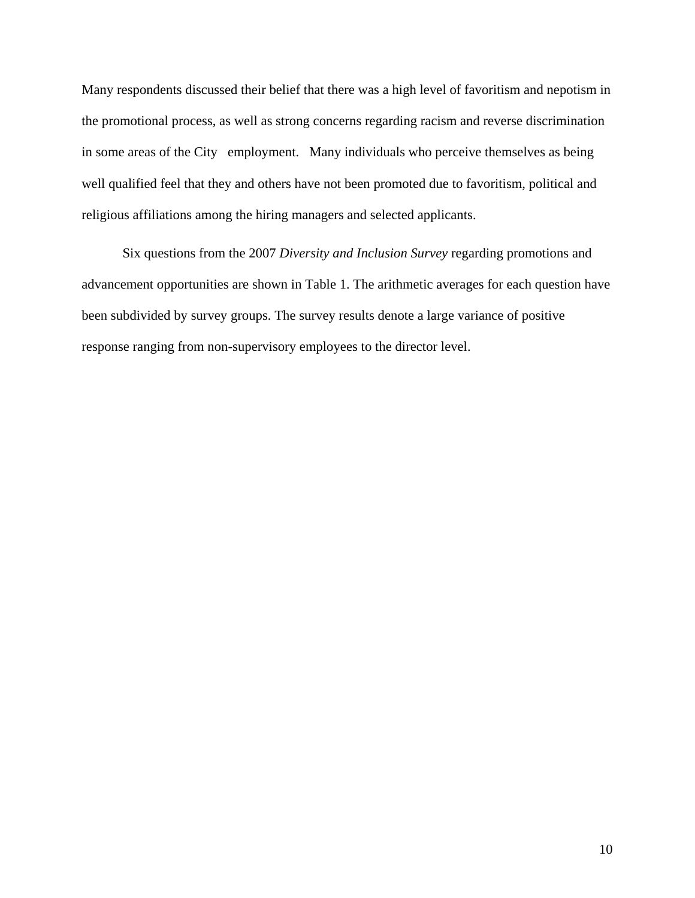Many respondents discussed their belief that there was a high level of favoritism and nepotism in the promotional process, as well as strong concerns regarding racism and reverse discrimination in some areas of the City employment. Many individuals who perceive themselves as being well qualified feel that they and others have not been promoted due to favoritism, political and religious affiliations among the hiring managers and selected applicants.

Six questions from the 2007 *Diversity and Inclusion Survey* regarding promotions and advancement opportunities are shown in Table 1. The arithmetic averages for each question have been subdivided by survey groups. The survey results denote a large variance of positive response ranging from non-supervisory employees to the director level.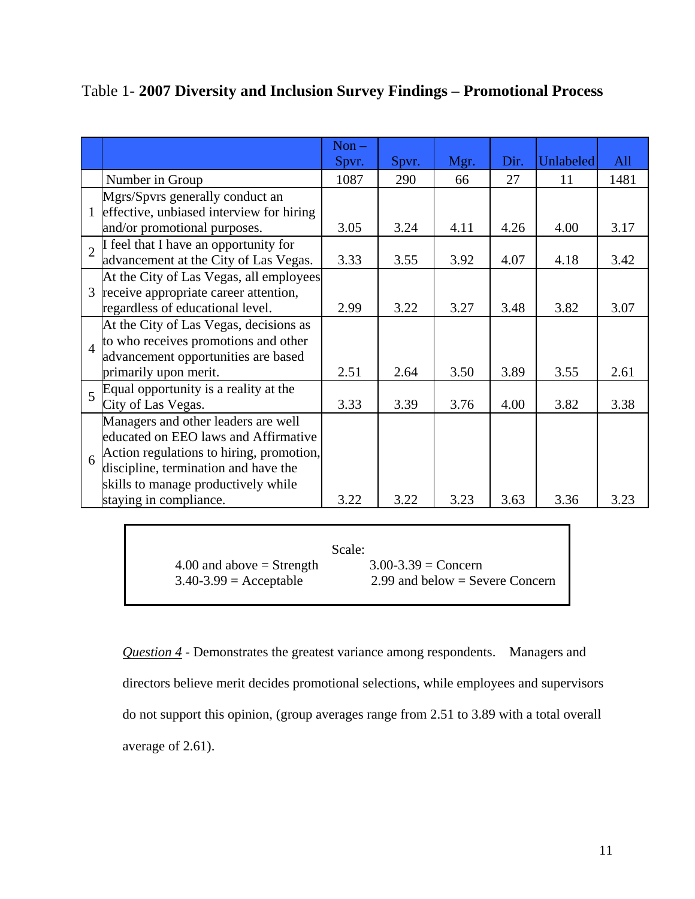Table 1- **2007 Diversity and Inclusion Survey Findings – Promotional Process**

| | | Non – Spvr. | Spvr. | Mgr. | Dir. | Unlabeled | All |
|---|---|---|---|---|---|---|---|
| | Number in Group | 1087 | 290 | 66 | 27 | 11 | 1481 |
| 1 | Mgrs/Spvrs generally conduct an effective, unbiased interview for hiring and/or promotional purposes. | 3.05 | 3.24 | 4.11 | 4.26 | 4.00 | 3.17 |
| 2 | I feel that I have an opportunity for advancement at the City of Las Vegas. | 3.33 | 3.55 | 3.92 | 4.07 | 4.18 | 3.42 |
| 3 | At the City of Las Vegas, all employees receive appropriate career attention, regardless of educational level. | 2.99 | 3.22 | 3.27 | 3.48 | 3.82 | 3.07 |
| 4 | At the City of Las Vegas, decisions as to who receives promotions and other advancement opportunities are based primarily upon merit. | 2.51 | 2.64 | 3.50 | 3.89 | 3.55 | 2.61 |
| 5 | Equal opportunity is a reality at the City of Las Vegas. | 3.33 | 3.39 | 3.76 | 4.00 | 3.82 | 3.38 |
| 6 | Managers and other leaders are well educated on EEO laws and Affirmative Action regulations to hiring, promotion, discipline, termination and have the skills to manage productively while staying in compliance. | 3.22 | 3.22 | 3.23 | 3.63 | 3.36 | 3.23 |

Scale:

4.00 and above = Strength
3.40-3.99 = Acceptable
3.00-3.39 = Concern
2.99 and below = Severe Concern

*Question 4* - Demonstrates the greatest variance among respondents. Managers and directors believe merit decides promotional selections, while employees and supervisors do not support this opinion, (group averages range from 2.51 to 3.89 with a total overall average of 2.61).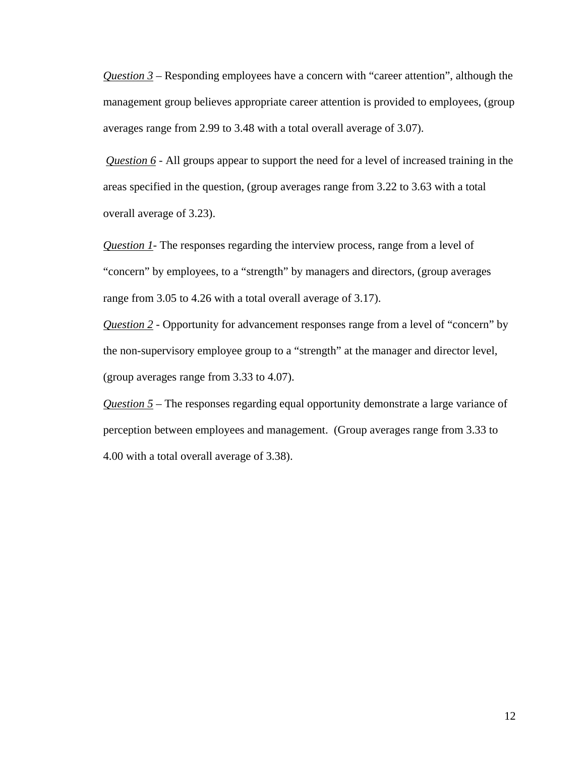*Question 3* – Responding employees have a concern with "career attention", although the management group believes appropriate career attention is provided to employees, (group averages range from 2.99 to 3.48 with a total overall average of 3.07).

*Question 6* - All groups appear to support the need for a level of increased training in the areas specified in the question, (group averages range from 3.22 to 3.63 with a total overall average of 3.23).

*Question 1*- The responses regarding the interview process, range from a level of "concern" by employees, to a "strength" by managers and directors, (group averages range from 3.05 to 4.26 with a total overall average of 3.17).

*Question 2* - Opportunity for advancement responses range from a level of "concern" by the non-supervisory employee group to a "strength" at the manager and director level, (group averages range from 3.33 to 4.07).

*Question 5* – The responses regarding equal opportunity demonstrate a large variance of perception between employees and management. (Group averages range from 3.33 to 4.00 with a total overall average of 3.38).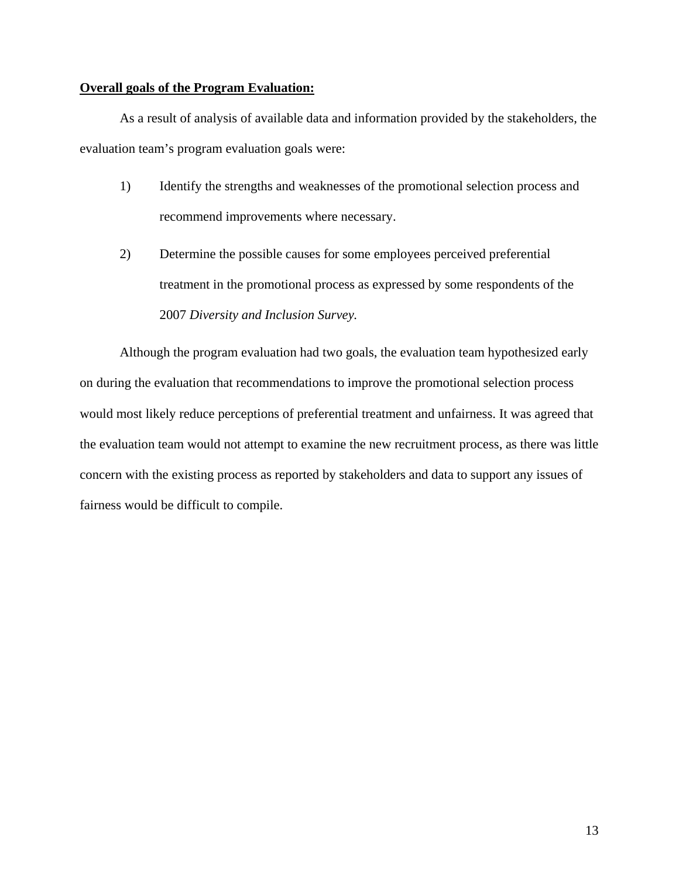**Overall goals of the Program Evaluation:**

As a result of analysis of available data and information provided by the stakeholders, the evaluation team's program evaluation goals were:

1) Identify the strengths and weaknesses of the promotional selection process and recommend improvements where necessary.

2) Determine the possible causes for some employees perceived preferential treatment in the promotional process as expressed by some respondents of the 2007 *Diversity and Inclusion Survey*.

Although the program evaluation had two goals, the evaluation team hypothesized early on during the evaluation that recommendations to improve the promotional selection process would most likely reduce perceptions of preferential treatment and unfairness. It was agreed that the evaluation team would not attempt to examine the new recruitment process, as there was little concern with the existing process as reported by stakeholders and data to support any issues of fairness would be difficult to compile.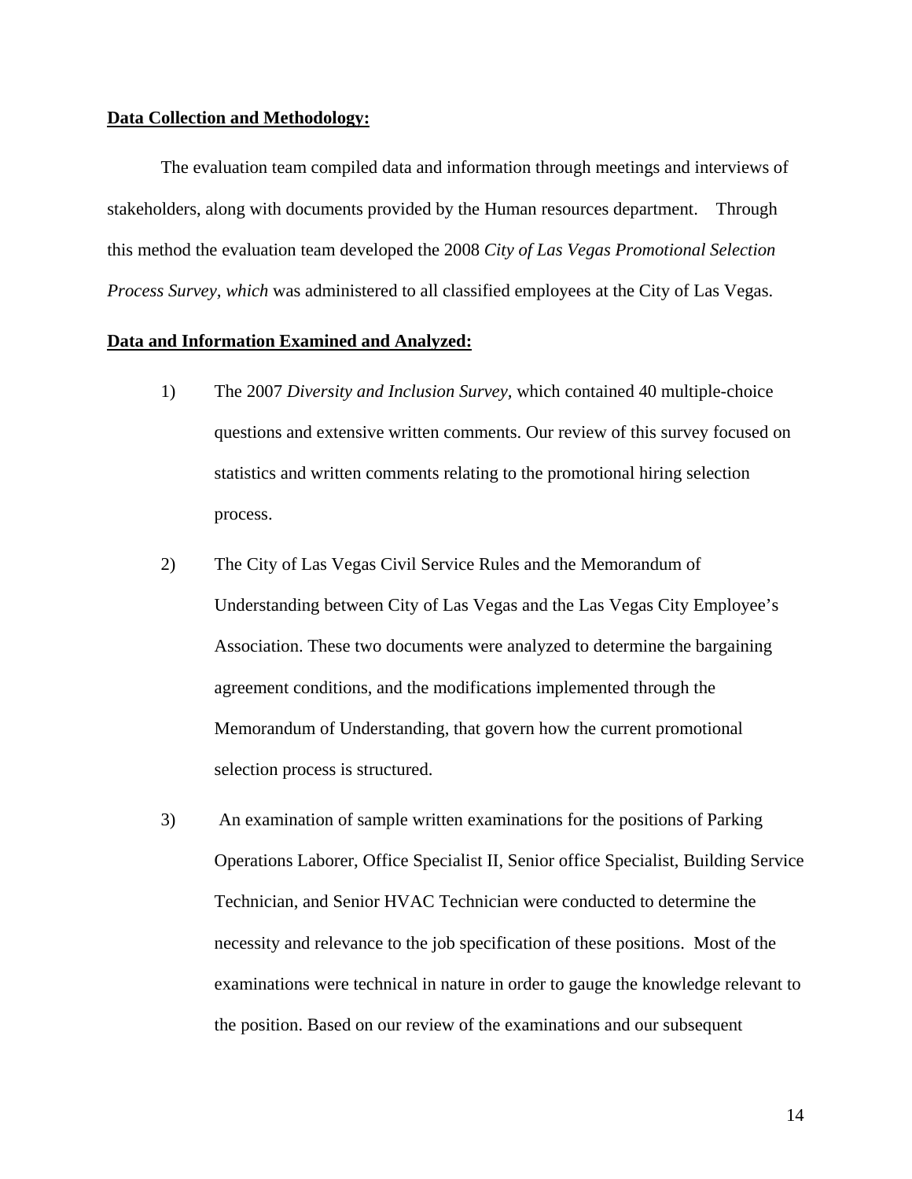**Data Collection and Methodology:**

The evaluation team compiled data and information through meetings and interviews of stakeholders, along with documents provided by the Human resources department. Through this method the evaluation team developed the 2008 *City of Las Vegas Promotional Selection Process Survey, which* was administered to all classified employees at the City of Las Vegas.

**Data and Information Examined and Analyzed:**

1) The 2007 *Diversity and Inclusion Survey*, which contained 40 multiple-choice questions and extensive written comments. Our review of this survey focused on statistics and written comments relating to the promotional hiring selection process.

2) The City of Las Vegas Civil Service Rules and the Memorandum of Understanding between City of Las Vegas and the Las Vegas City Employee's Association. These two documents were analyzed to determine the bargaining agreement conditions, and the modifications implemented through the Memorandum of Understanding, that govern how the current promotional selection process is structured.

3) An examination of sample written examinations for the positions of Parking Operations Laborer, Office Specialist II, Senior office Specialist, Building Service Technician, and Senior HVAC Technician were conducted to determine the necessity and relevance to the job specification of these positions. Most of the examinations were technical in nature in order to gauge the knowledge relevant to the position. Based on our review of the examinations and our subsequent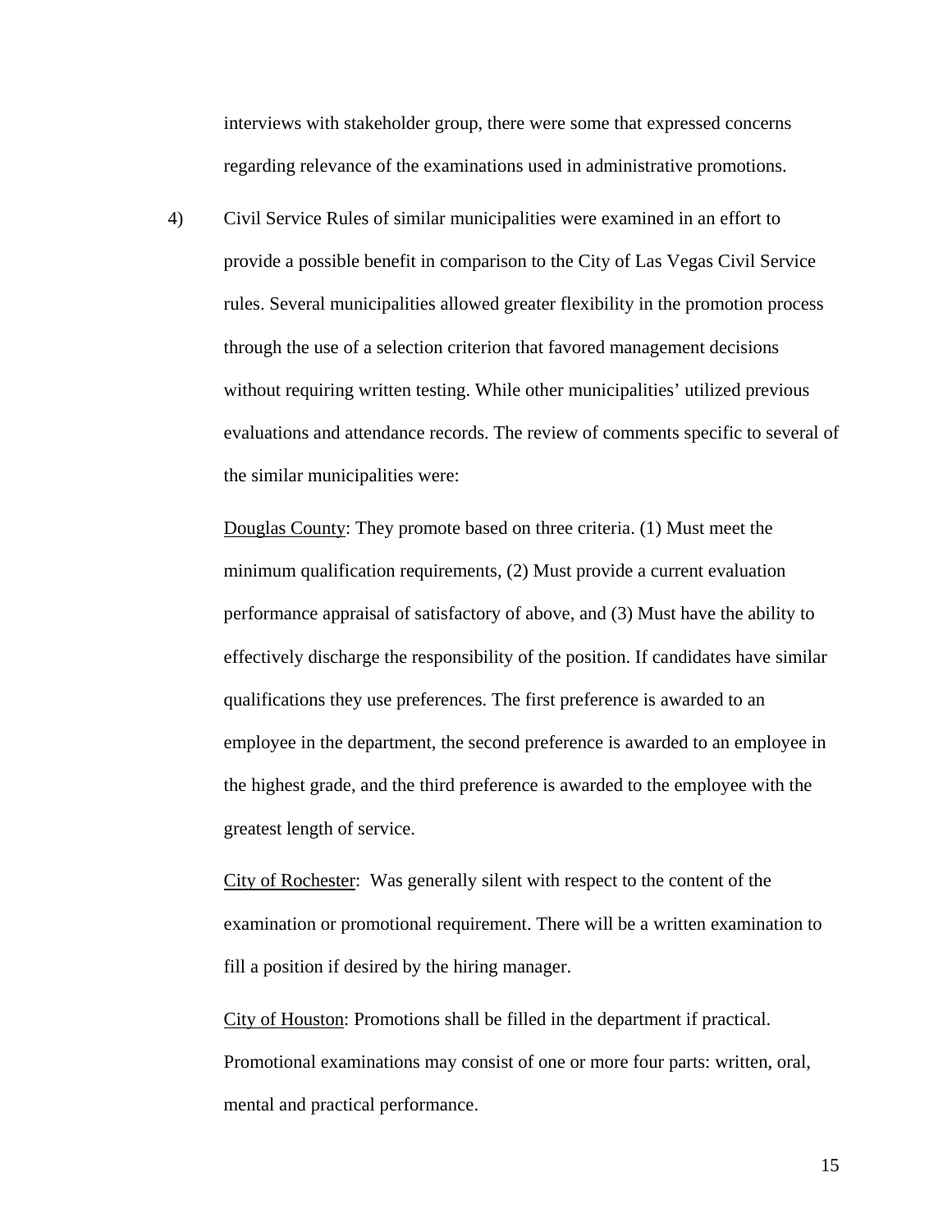interviews with stakeholder group, there were some that expressed concerns regarding relevance of the examinations used in administrative promotions.

4) Civil Service Rules of similar municipalities were examined in an effort to provide a possible benefit in comparison to the City of Las Vegas Civil Service rules. Several municipalities allowed greater flexibility in the promotion process through the use of a selection criterion that favored management decisions without requiring written testing. While other municipalities' utilized previous evaluations and attendance records. The review of comments specific to several of the similar municipalities were:

   <u>Douglas County</u>: They promote based on three criteria. (1) Must meet the minimum qualification requirements, (2) Must provide a current evaluation performance appraisal of satisfactory of above, and (3) Must have the ability to effectively discharge the responsibility of the position. If candidates have similar qualifications they use preferences. The first preference is awarded to an employee in the department, the second preference is awarded to an employee in the highest grade, and the third preference is awarded to the employee with the greatest length of service.

   <u>City of Rochester</u>: Was generally silent with respect to the content of the examination or promotional requirement. There will be a written examination to fill a position if desired by the hiring manager.

   <u>City of Houston</u>: Promotions shall be filled in the department if practical. Promotional examinations may consist of one or more four parts: written, oral, mental and practical performance.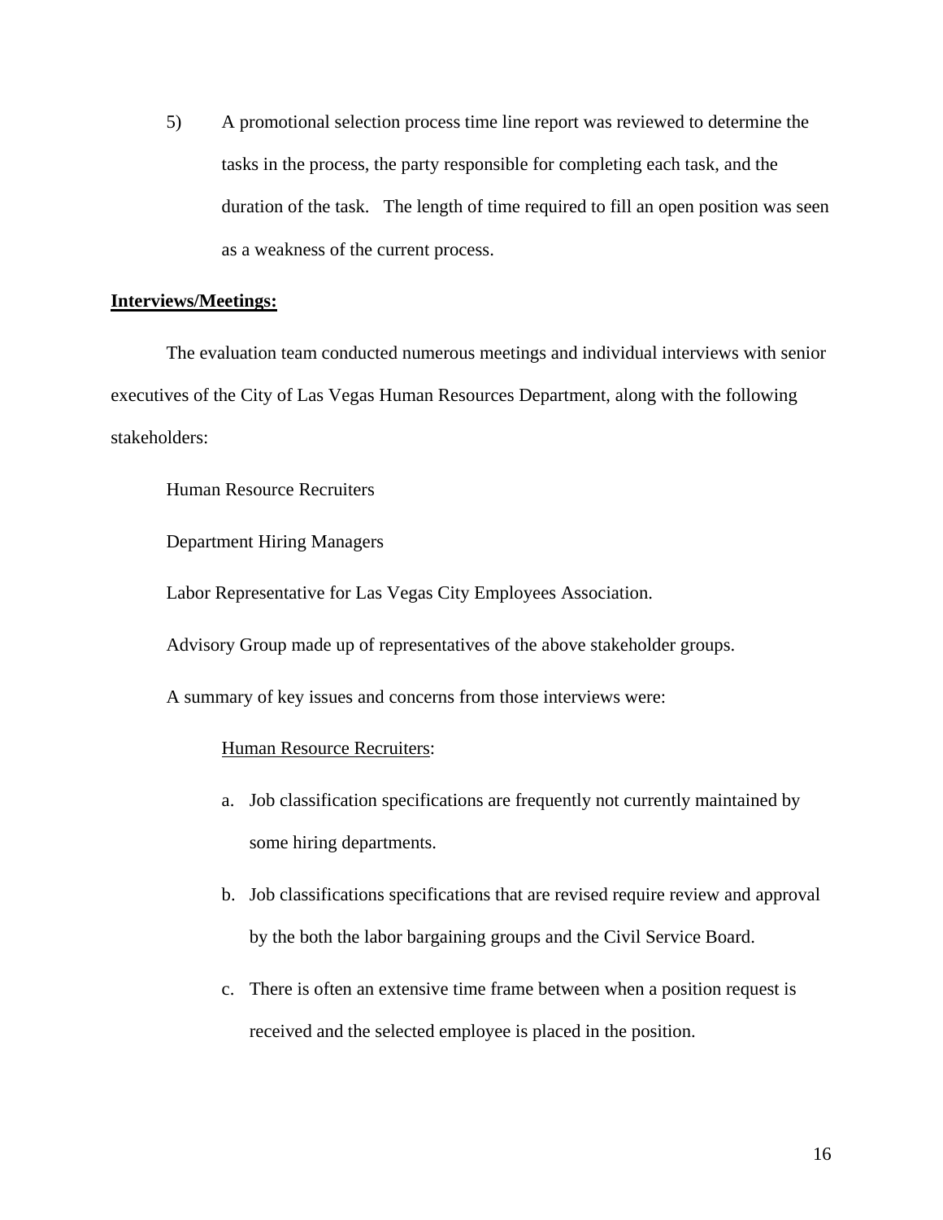5) A promotional selection process time line report was reviewed to determine the tasks in the process, the party responsible for completing each task, and the duration of the task. The length of time required to fill an open position was seen as a weakness of the current process.

**Interviews/Meetings:**

The evaluation team conducted numerous meetings and individual interviews with senior executives of the City of Las Vegas Human Resources Department, along with the following stakeholders:

Human Resource Recruiters

Department Hiring Managers

Labor Representative for Las Vegas City Employees Association.

Advisory Group made up of representatives of the above stakeholder groups.

A summary of key issues and concerns from those interviews were:

Human Resource Recruiters:

a. Job classification specifications are frequently not currently maintained by some hiring departments.

b. Job classifications specifications that are revised require review and approval by the both the labor bargaining groups and the Civil Service Board.

c. There is often an extensive time frame between when a position request is received and the selected employee is placed in the position.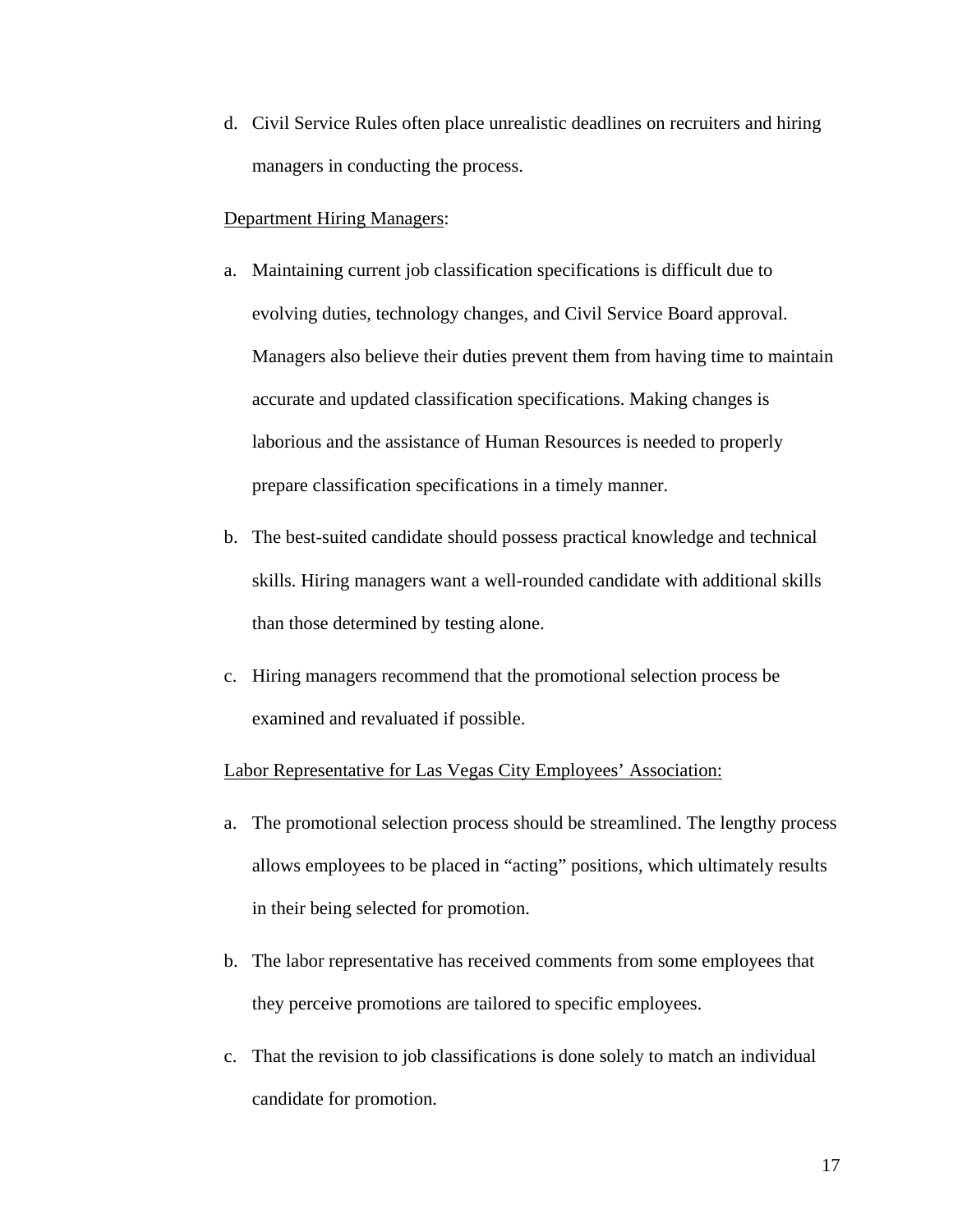d. Civil Service Rules often place unrealistic deadlines on recruiters and hiring managers in conducting the process.

<u>Department Hiring Managers</u>:

a. Maintaining current job classification specifications is difficult due to evolving duties, technology changes, and Civil Service Board approval. Managers also believe their duties prevent them from having time to maintain accurate and updated classification specifications. Making changes is laborious and the assistance of Human Resources is needed to properly prepare classification specifications in a timely manner.

b. The best-suited candidate should possess practical knowledge and technical skills. Hiring managers want a well-rounded candidate with additional skills than those determined by testing alone.

c. Hiring managers recommend that the promotional selection process be examined and revaluated if possible.

<u>Labor Representative for Las Vegas City Employees' Association:</u>

a. The promotional selection process should be streamlined. The lengthy process allows employees to be placed in "acting" positions, which ultimately results in their being selected for promotion.

b. The labor representative has received comments from some employees that they perceive promotions are tailored to specific employees.

c. That the revision to job classifications is done solely to match an individual candidate for promotion.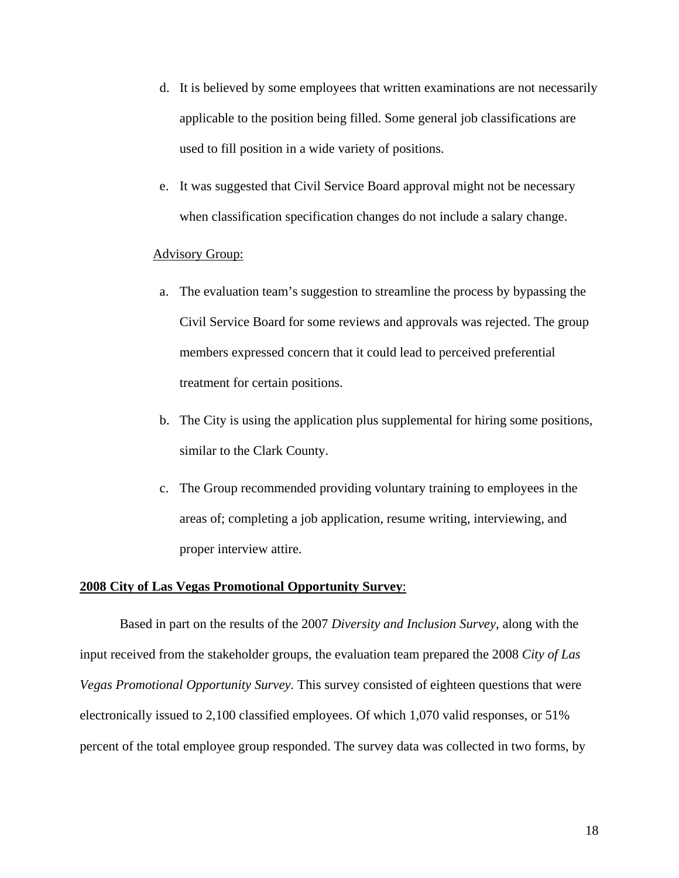d. It is believed by some employees that written examinations are not necessarily applicable to the position being filled. Some general job classifications are used to fill position in a wide variety of positions.

e. It was suggested that Civil Service Board approval might not be necessary when classification specification changes do not include a salary change.

<u>Advisory Group:</u>

a. The evaluation team's suggestion to streamline the process by bypassing the Civil Service Board for some reviews and approvals was rejected. The group members expressed concern that it could lead to perceived preferential treatment for certain positions.

b. The City is using the application plus supplemental for hiring some positions, similar to the Clark County.

c. The Group recommended providing voluntary training to employees in the areas of; completing a job application, resume writing, interviewing, and proper interview attire.

**<u>2008 City of Las Vegas Promotional Opportunity Survey</u>**:

Based in part on the results of the 2007 *Diversity and Inclusion Survey,* along with the input received from the stakeholder groups, the evaluation team prepared the 2008 *City of Las Vegas Promotional Opportunity Survey.* This survey consisted of eighteen questions that were electronically issued to 2,100 classified employees. Of which 1,070 valid responses, or 51% percent of the total employee group responded. The survey data was collected in two forms, by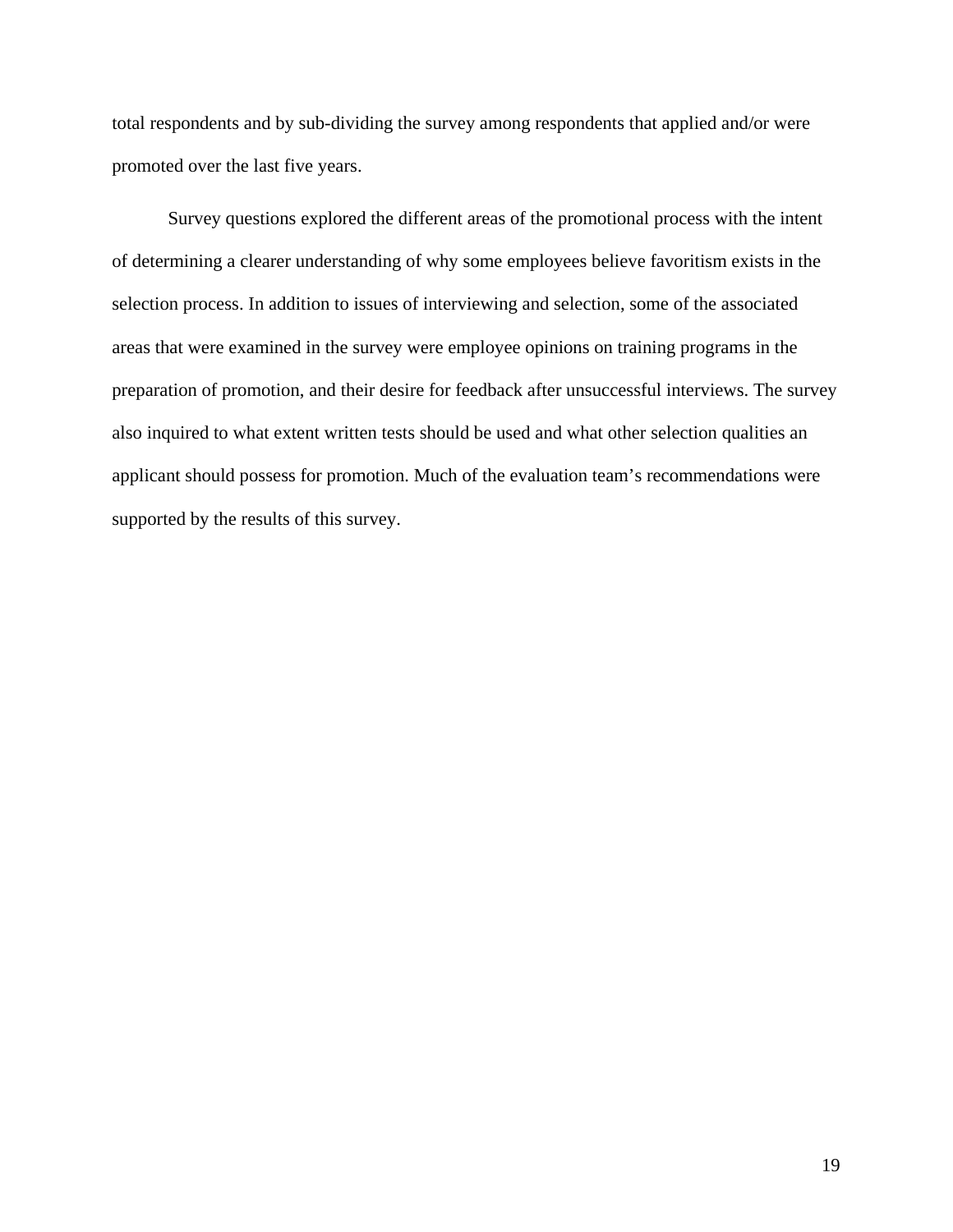total respondents and by sub-dividing the survey among respondents that applied and/or were promoted over the last five years.

Survey questions explored the different areas of the promotional process with the intent of determining a clearer understanding of why some employees believe favoritism exists in the selection process. In addition to issues of interviewing and selection, some of the associated areas that were examined in the survey were employee opinions on training programs in the preparation of promotion, and their desire for feedback after unsuccessful interviews. The survey also inquired to what extent written tests should be used and what other selection qualities an applicant should possess for promotion. Much of the evaluation team's recommendations were supported by the results of this survey.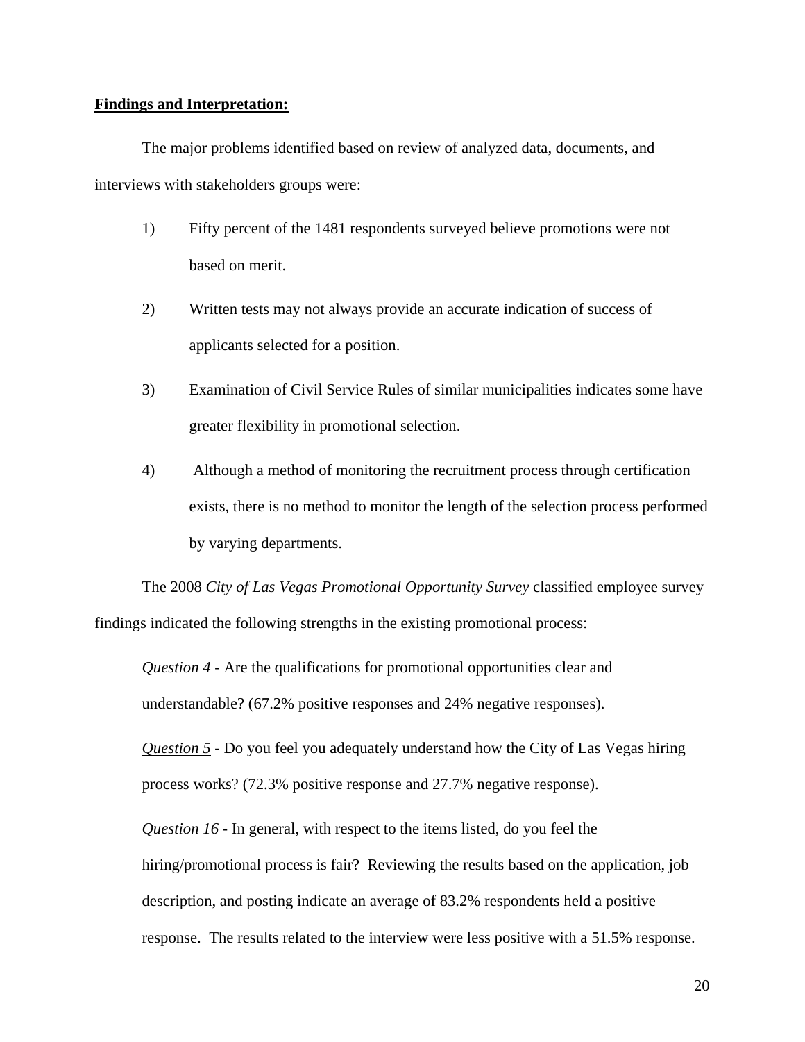**Findings and Interpretation:**

The major problems identified based on review of analyzed data, documents, and interviews with stakeholders groups were:

1) Fifty percent of the 1481 respondents surveyed believe promotions were not based on merit.

2) Written tests may not always provide an accurate indication of success of applicants selected for a position.

3) Examination of Civil Service Rules of similar municipalities indicates some have greater flexibility in promotional selection.

4) Although a method of monitoring the recruitment process through certification exists, there is no method to monitor the length of the selection process performed by varying departments.

The 2008 *City of Las Vegas Promotional Opportunity Survey* classified employee survey findings indicated the following strengths in the existing promotional process:

*Question 4* - Are the qualifications for promotional opportunities clear and understandable? (67.2% positive responses and 24% negative responses).

*Question 5* - Do you feel you adequately understand how the City of Las Vegas hiring process works? (72.3% positive response and 27.7% negative response).

*Question 16* - In general, with respect to the items listed, do you feel the hiring/promotional process is fair? Reviewing the results based on the application, job description, and posting indicate an average of 83.2% respondents held a positive response. The results related to the interview were less positive with a 51.5% response.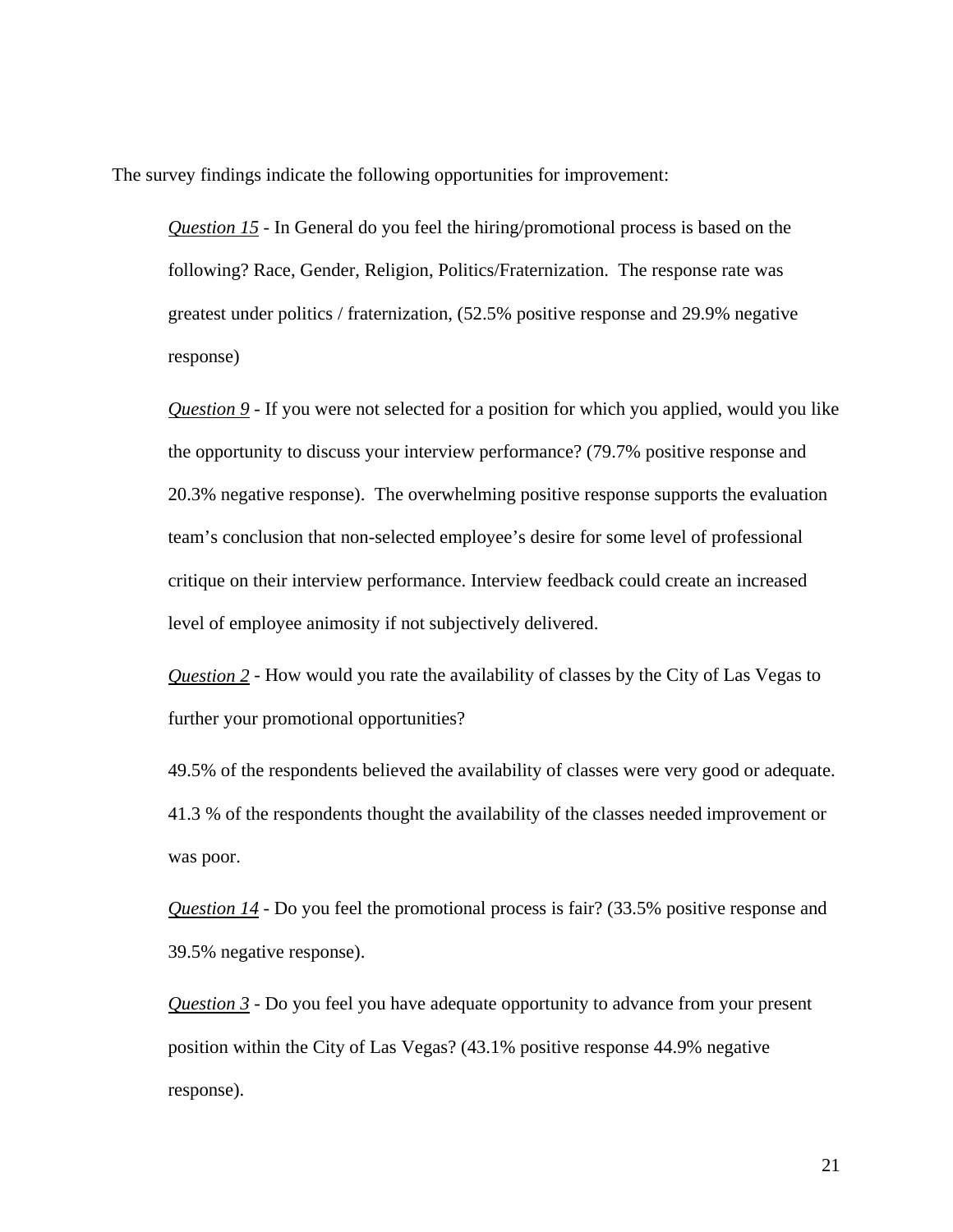The survey findings indicate the following opportunities for improvement:

> *__Question 15__* - In General do you feel the hiring/promotional process is based on the following? Race, Gender, Religion, Politics/Fraternization. The response rate was greatest under politics / fraternization, (52.5% positive response and 29.9% negative response)
>
> *__Question 9__* - If you were not selected for a position for which you applied, would you like the opportunity to discuss your interview performance? (79.7% positive response and 20.3% negative response). The overwhelming positive response supports the evaluation team's conclusion that non-selected employee's desire for some level of professional critique on their interview performance. Interview feedback could create an increased level of employee animosity if not subjectively delivered.
>
> *__Question 2__* - How would you rate the availability of classes by the City of Las Vegas to further your promotional opportunities?
>
> 49.5% of the respondents believed the availability of classes were very good or adequate. 41.3 % of the respondents thought the availability of the classes needed improvement or was poor.
>
> *__Question 14__* - Do you feel the promotional process is fair? (33.5% positive response and 39.5% negative response).
>
> *__Question 3__* - Do you feel you have adequate opportunity to advance from your present position within the City of Las Vegas? (43.1% positive response 44.9% negative response).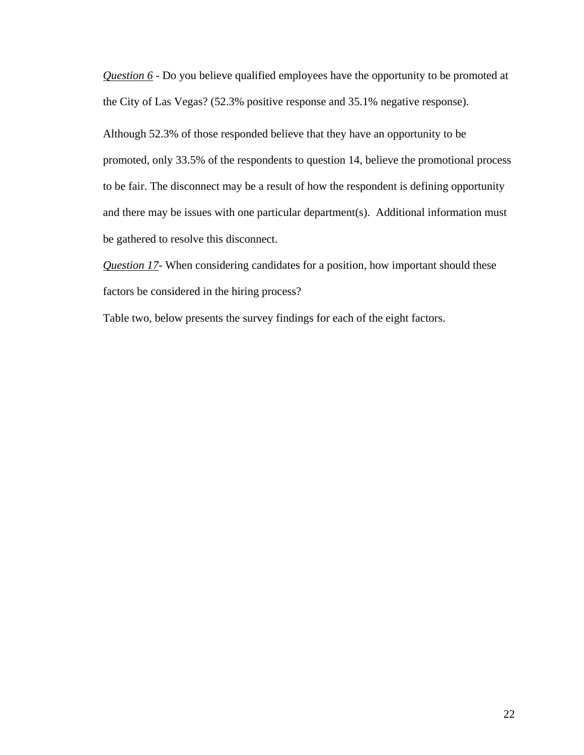*<u>Question 6</u>* - Do you believe qualified employees have the opportunity to be promoted at the City of Las Vegas? (52.3% positive response and 35.1% negative response).

Although 52.3% of those responded believe that they have an opportunity to be promoted, only 33.5% of the respondents to question 14, believe the promotional process to be fair. The disconnect may be a result of how the respondent is defining opportunity and there may be issues with one particular department(s). Additional information must be gathered to resolve this disconnect.

*<u>Question 17</u>*- When considering candidates for a position, how important should these factors be considered in the hiring process?

Table two, below presents the survey findings for each of the eight factors.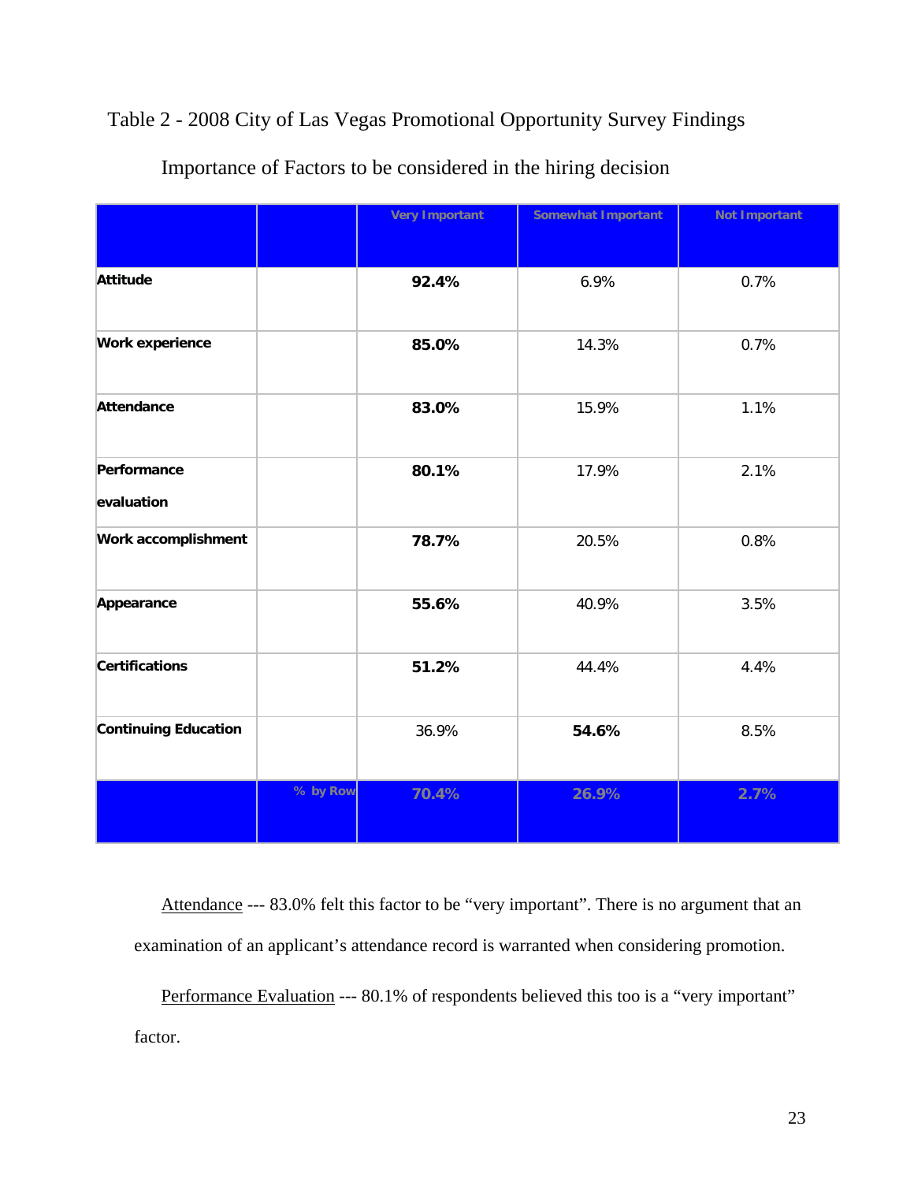Table 2 - 2008 City of Las Vegas Promotional Opportunity Survey Findings

Importance of Factors to be considered in the hiring decision

| | | Very Important | Somewhat Important | Not Important |
|---|---|---|---|---|
| **Attitude** | | **92.4%** | 6.9% | 0.7% |
| **Work experience** | | **85.0%** | 14.3% | 0.7% |
| **Attendance** | | **83.0%** | 15.9% | 1.1% |
| **Performance evaluation** | | **80.1%** | 17.9% | 2.1% |
| **Work accomplishment** | | **78.7%** | 20.5% | 0.8% |
| **Appearance** | | **55.6%** | 40.9% | 3.5% |
| **Certifications** | | **51.2%** | 44.4% | 4.4% |
| **Continuing Education** | | 36.9% | **54.6%** | 8.5% |
| | % by Row | **70.4%** | **26.9%** | **2.7%** |

Attendance --- 83.0% felt this factor to be "very important". There is no argument that an examination of an applicant's attendance record is warranted when considering promotion.

Performance Evaluation --- 80.1% of respondents believed this too is a "very important" factor.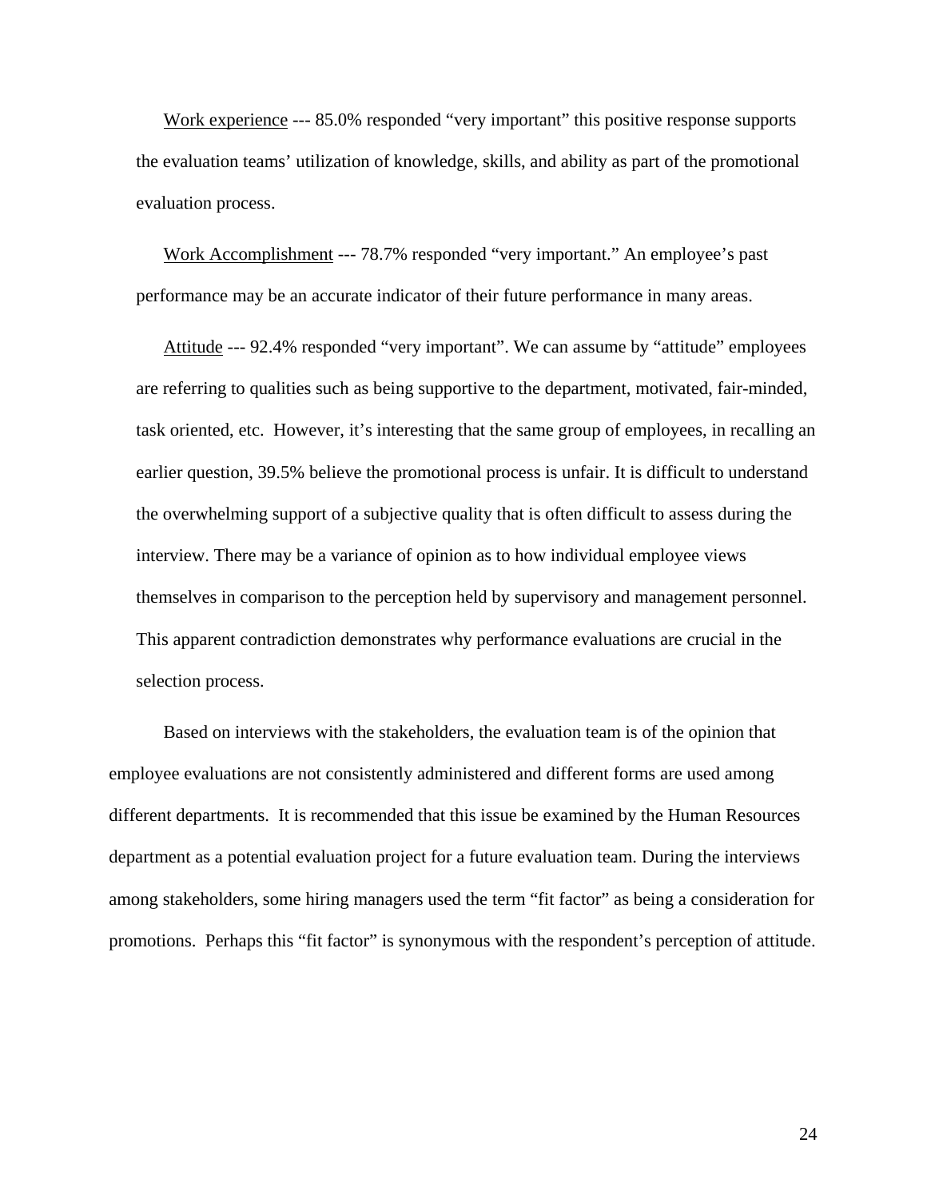Work experience --- 85.0% responded “very important” this positive response supports the evaluation teams’ utilization of knowledge, skills, and ability as part of the promotional evaluation process.

Work Accomplishment --- 78.7% responded “very important.” An employee’s past performance may be an accurate indicator of their future performance in many areas.

Attitude --- 92.4% responded “very important”. We can assume by “attitude” employees are referring to qualities such as being supportive to the department, motivated, fair-minded, task oriented, etc. However, it’s interesting that the same group of employees, in recalling an earlier question, 39.5% believe the promotional process is unfair. It is difficult to understand the overwhelming support of a subjective quality that is often difficult to assess during the interview. There may be a variance of opinion as to how individual employee views themselves in comparison to the perception held by supervisory and management personnel. This apparent contradiction demonstrates why performance evaluations are crucial in the selection process.

Based on interviews with the stakeholders, the evaluation team is of the opinion that employee evaluations are not consistently administered and different forms are used among different departments. It is recommended that this issue be examined by the Human Resources department as a potential evaluation project for a future evaluation team. During the interviews among stakeholders, some hiring managers used the term “fit factor” as being a consideration for promotions. Perhaps this “fit factor” is synonymous with the respondent’s perception of attitude.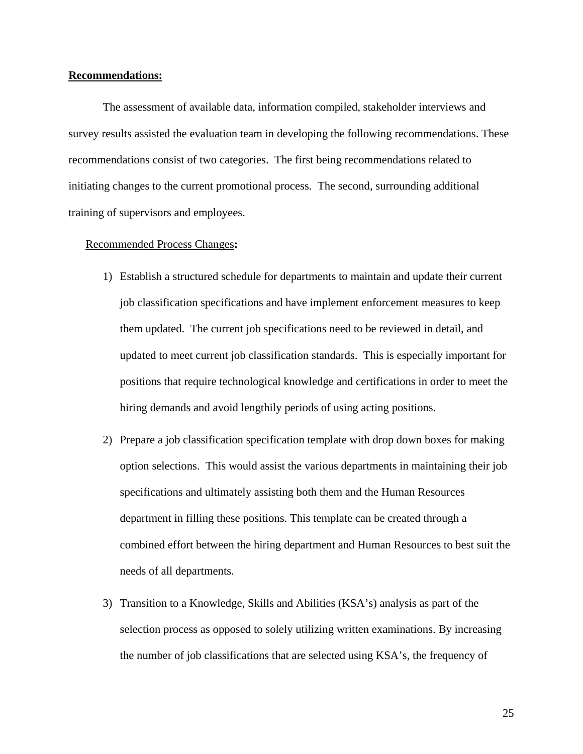**Recommendations:**

The assessment of available data, information compiled, stakeholder interviews and survey results assisted the evaluation team in developing the following recommendations. These recommendations consist of two categories. The first being recommendations related to initiating changes to the current promotional process. The second, surrounding additional training of supervisors and employees.

Recommended Process Changes**:**

1) Establish a structured schedule for departments to maintain and update their current job classification specifications and have implement enforcement measures to keep them updated. The current job specifications need to be reviewed in detail, and updated to meet current job classification standards. This is especially important for positions that require technological knowledge and certifications in order to meet the hiring demands and avoid lengthily periods of using acting positions.

2) Prepare a job classification specification template with drop down boxes for making option selections. This would assist the various departments in maintaining their job specifications and ultimately assisting both them and the Human Resources department in filling these positions. This template can be created through a combined effort between the hiring department and Human Resources to best suit the needs of all departments.

3) Transition to a Knowledge, Skills and Abilities (KSA's) analysis as part of the selection process as opposed to solely utilizing written examinations. By increasing the number of job classifications that are selected using KSA's, the frequency of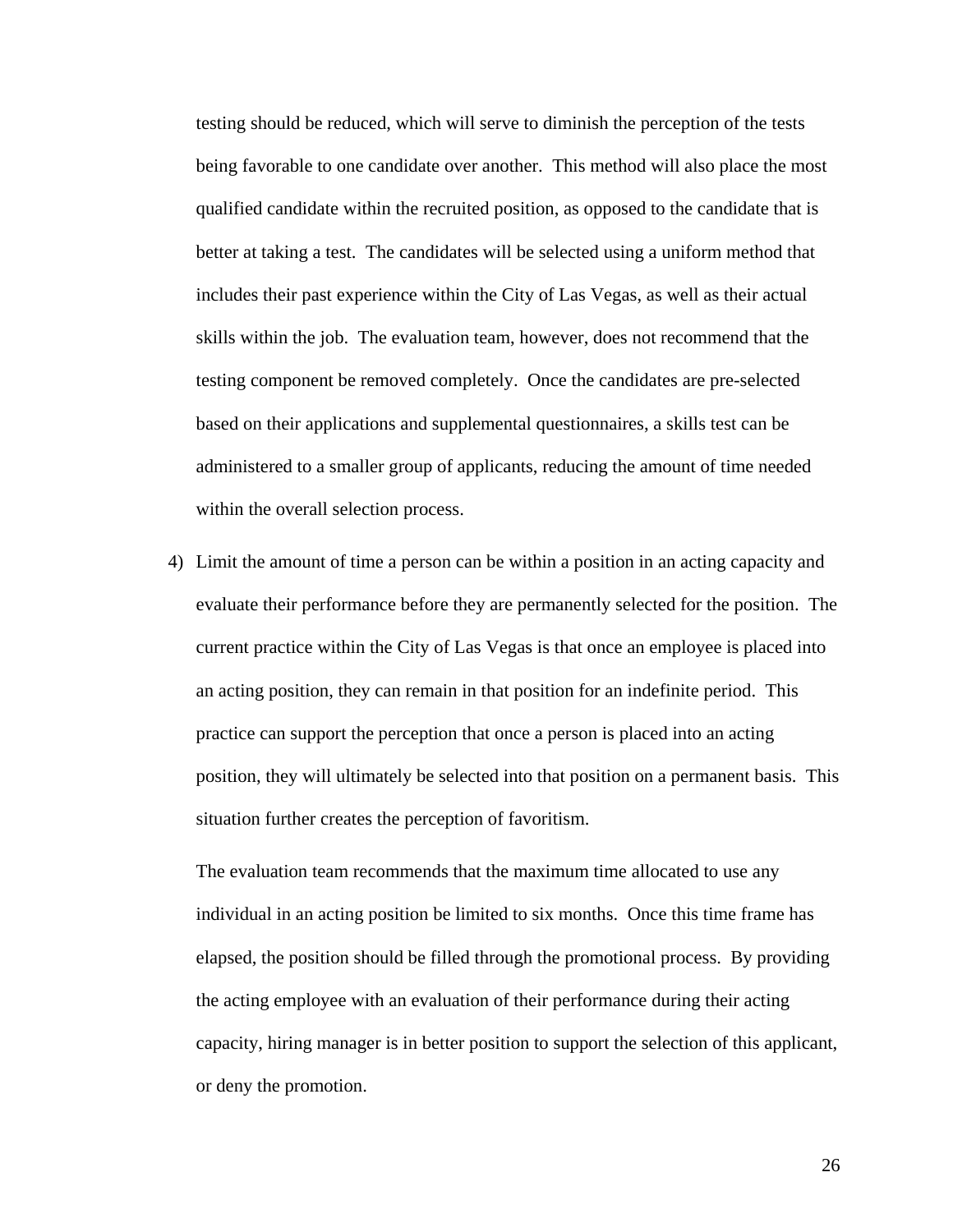testing should be reduced, which will serve to diminish the perception of the tests being favorable to one candidate over another. This method will also place the most qualified candidate within the recruited position, as opposed to the candidate that is better at taking a test. The candidates will be selected using a uniform method that includes their past experience within the City of Las Vegas, as well as their actual skills within the job. The evaluation team, however, does not recommend that the testing component be removed completely. Once the candidates are pre-selected based on their applications and supplemental questionnaires, a skills test can be administered to a smaller group of applicants, reducing the amount of time needed within the overall selection process.

4) Limit the amount of time a person can be within a position in an acting capacity and evaluate their performance before they are permanently selected for the position. The current practice within the City of Las Vegas is that once an employee is placed into an acting position, they can remain in that position for an indefinite period. This practice can support the perception that once a person is placed into an acting position, they will ultimately be selected into that position on a permanent basis. This situation further creates the perception of favoritism.

   The evaluation team recommends that the maximum time allocated to use any individual in an acting position be limited to six months. Once this time frame has elapsed, the position should be filled through the promotional process. By providing the acting employee with an evaluation of their performance during their acting capacity, hiring manager is in better position to support the selection of this applicant, or deny the promotion.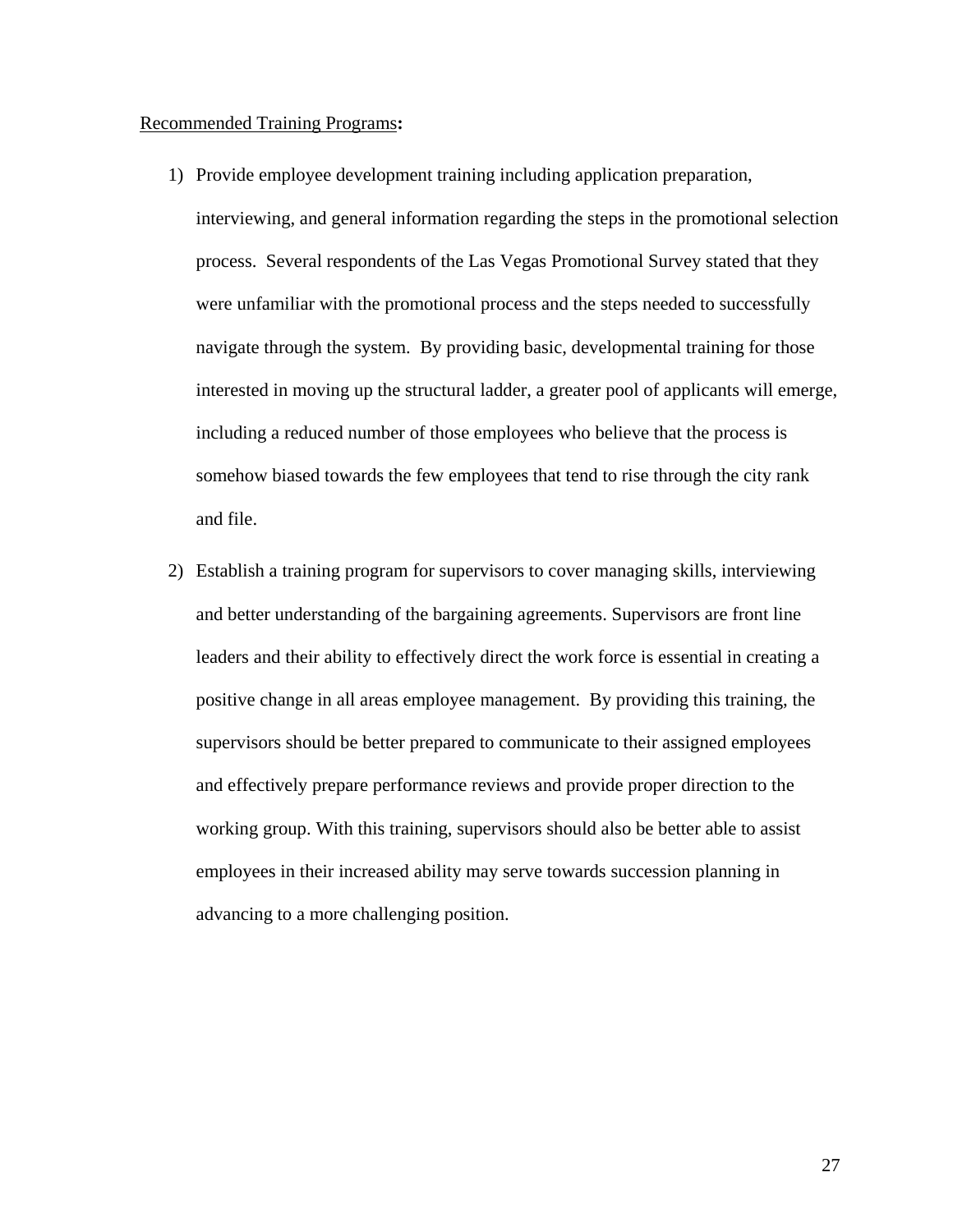Recommended Training Programs**:**

1) Provide employee development training including application preparation, interviewing, and general information regarding the steps in the promotional selection process. Several respondents of the Las Vegas Promotional Survey stated that they were unfamiliar with the promotional process and the steps needed to successfully navigate through the system. By providing basic, developmental training for those interested in moving up the structural ladder, a greater pool of applicants will emerge, including a reduced number of those employees who believe that the process is somehow biased towards the few employees that tend to rise through the city rank and file.

2) Establish a training program for supervisors to cover managing skills, interviewing and better understanding of the bargaining agreements. Supervisors are front line leaders and their ability to effectively direct the work force is essential in creating a positive change in all areas employee management. By providing this training, the supervisors should be better prepared to communicate to their assigned employees and effectively prepare performance reviews and provide proper direction to the working group. With this training, supervisors should also be better able to assist employees in their increased ability may serve towards succession planning in advancing to a more challenging position.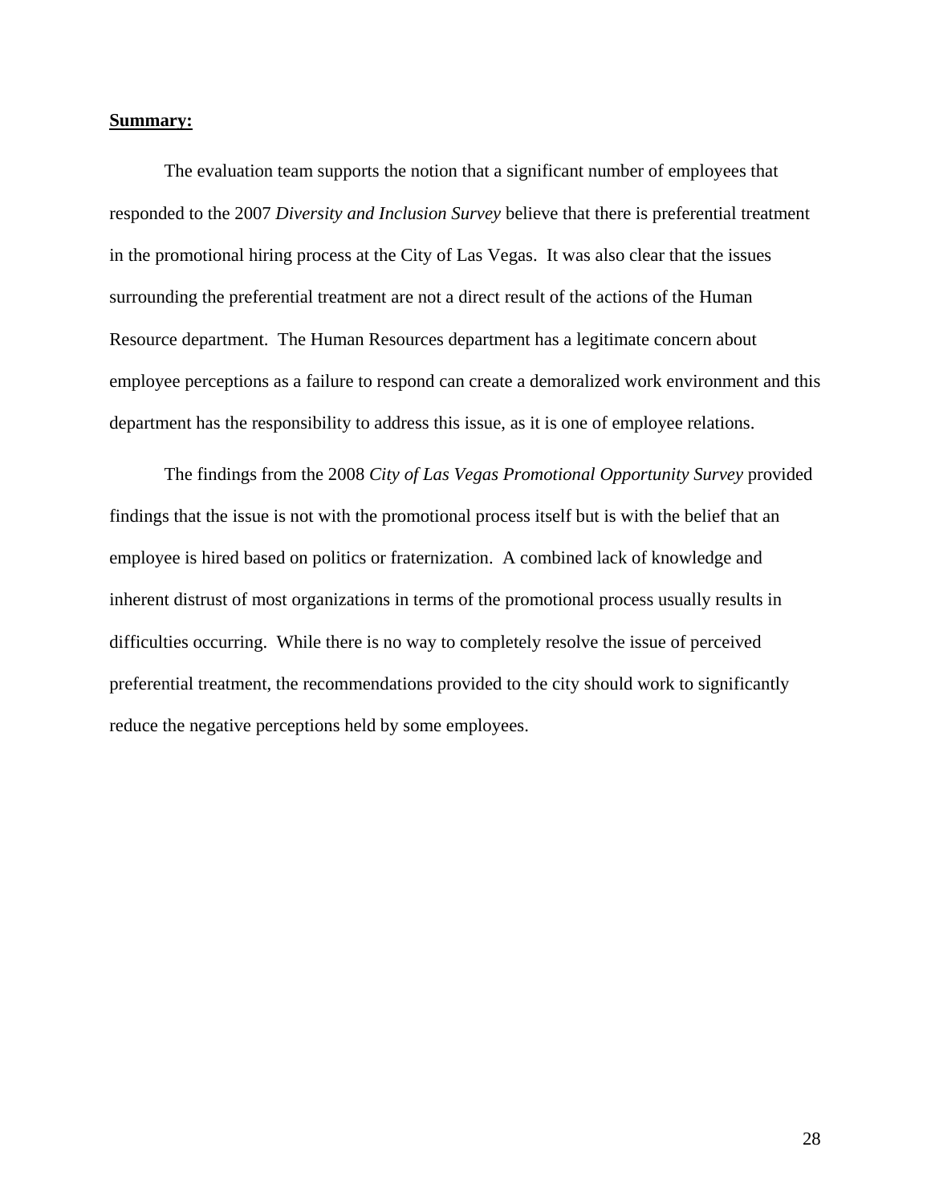**Summary:**

The evaluation team supports the notion that a significant number of employees that responded to the 2007 *Diversity and Inclusion Survey* believe that there is preferential treatment in the promotional hiring process at the City of Las Vegas. It was also clear that the issues surrounding the preferential treatment are not a direct result of the actions of the Human Resource department. The Human Resources department has a legitimate concern about employee perceptions as a failure to respond can create a demoralized work environment and this department has the responsibility to address this issue, as it is one of employee relations.

The findings from the 2008 *City of Las Vegas Promotional Opportunity Survey* provided findings that the issue is not with the promotional process itself but is with the belief that an employee is hired based on politics or fraternization. A combined lack of knowledge and inherent distrust of most organizations in terms of the promotional process usually results in difficulties occurring. While there is no way to completely resolve the issue of perceived preferential treatment, the recommendations provided to the city should work to significantly reduce the negative perceptions held by some employees.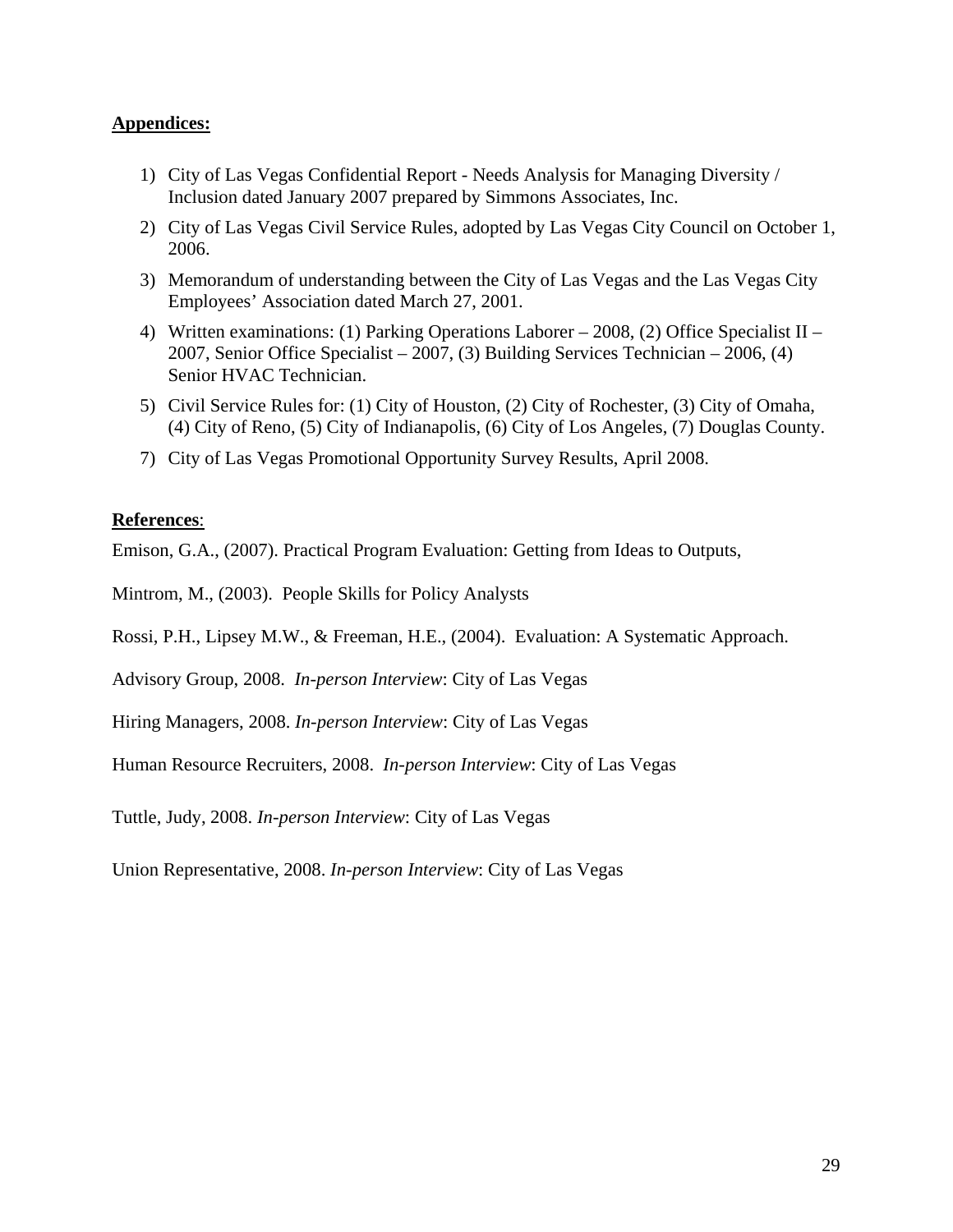**Appendices:**

1) City of Las Vegas Confidential Report - Needs Analysis for Managing Diversity / Inclusion dated January 2007 prepared by Simmons Associates, Inc.
2) City of Las Vegas Civil Service Rules, adopted by Las Vegas City Council on October 1, 2006.
3) Memorandum of understanding between the City of Las Vegas and the Las Vegas City Employees' Association dated March 27, 2001.
4) Written examinations: (1) Parking Operations Laborer – 2008, (2) Office Specialist II – 2007, Senior Office Specialist – 2007, (3) Building Services Technician – 2006, (4) Senior HVAC Technician.
5) Civil Service Rules for: (1) City of Houston, (2) City of Rochester, (3) City of Omaha, (4) City of Reno, (5) City of Indianapolis, (6) City of Los Angeles, (7) Douglas County.

7) City of Las Vegas Promotional Opportunity Survey Results, April 2008.

**References**:

Emison, G.A., (2007). Practical Program Evaluation: Getting from Ideas to Outputs,

Mintrom, M., (2003). People Skills for Policy Analysts

Rossi, P.H., Lipsey M.W., & Freeman, H.E., (2004). Evaluation: A Systematic Approach.

Advisory Group, 2008. *In-person Interview*: City of Las Vegas

Hiring Managers, 2008. *In-person Interview*: City of Las Vegas

Human Resource Recruiters, 2008. *In-person Interview*: City of Las Vegas

Tuttle, Judy, 2008. *In-person Interview*: City of Las Vegas

Union Representative, 2008. *In-person Interview*: City of Las Vegas